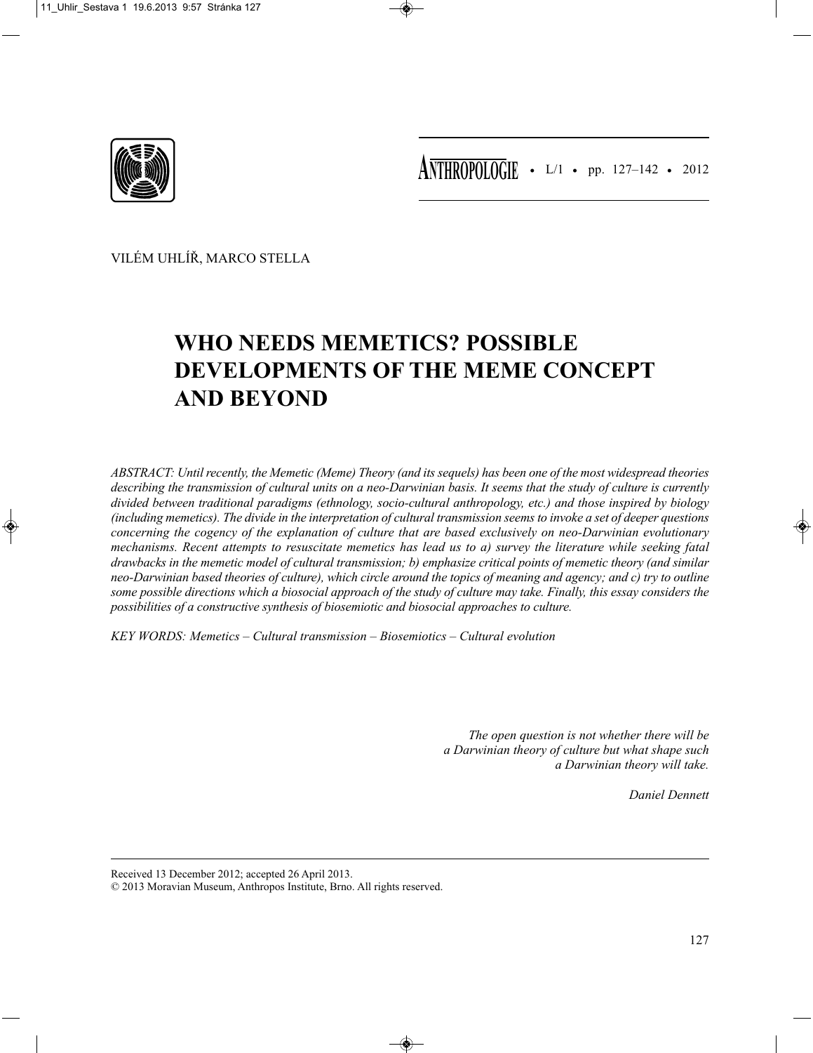VILÉM UHLÍŘ, MARCO STELLA

# WHO NEEDS MEMETICS? POSSIBLE DEVELOPMENTS OF THE MEME CONCEPT AND BEYOND

*ABSTRACT: Until recently, the Memetic (Meme) Theory (and its sequels) has been one of the most widespread theories describing the transmission of cultural units on a neo-Darwinian basis. It seems that the study of culture is currently divided between traditional paradigms (ethnology, socio-cultural anthropology, etc.) and those inspired by biology (including memetics). The divide in the interpretation of cultural transmission seems to invoke a set of deeper questions concerning the cogency of the explanation of culture that are based exclusively on neo-Darwinian evolutionary mechanisms. Recent attempts to resuscitate memetics has lead us to a) survey the literature while seeking fatal drawbacks in the memetic model of cultural transmission; b) emphasize critical points of memetic theory (and similar neo-Darwinian based theories of culture), which circle around the topics of meaning and agency; and c) try to outline some possible directions which a biosocial approach of the study of culture may take. Finally, this essay considers the possibilities of a constructive synthesis of biosemiotic and biosocial approaches to culture.*

*KEY WORDS: Memetics – Cultural transmission – Biosemiotics – Cultural evolution*

*The open question is not whether there will be a Darwinian theory of culture but what shape such a Darwinian theory will take.*

*Daniel Dennett*

Received 13 December 2012; accepted 26 April 2013.
© 2013 Moravian Museum, Anthropos Institute, Brno. All rights reserved.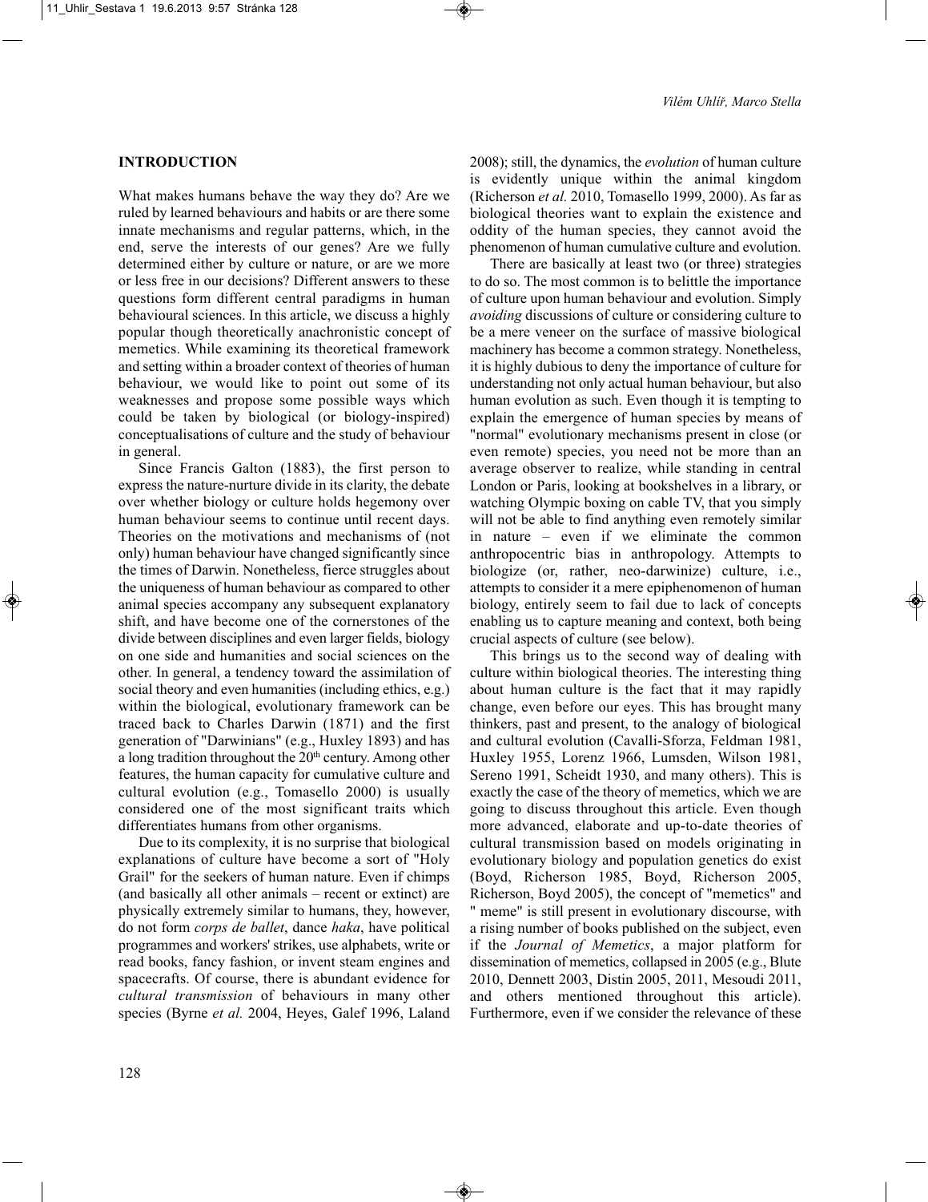## INTRODUCTION

What makes humans behave the way they do? Are we ruled by learned behaviours and habits or are there some innate mechanisms and regular patterns, which, in the end, serve the interests of our genes? Are we fully determined either by culture or nature, or are we more or less free in our decisions? Different answers to these questions form different central paradigms in human behavioural sciences. In this article, we discuss a highly popular though theoretically anachronistic concept of memetics. While examining its theoretical framework and setting within a broader context of theories of human behaviour, we would like to point out some of its weaknesses and propose some possible ways which could be taken by biological (or biology-inspired) conceptualisations of culture and the study of behaviour in general.

Since Francis Galton (1883), the first person to express the nature-nurture divide in its clarity, the debate over whether biology or culture holds hegemony over human behaviour seems to continue until recent days. Theories on the motivations and mechanisms of (not only) human behaviour have changed significantly since the times of Darwin. Nonetheless, fierce struggles about the uniqueness of human behaviour as compared to other animal species accompany any subsequent explanatory shift, and have become one of the cornerstones of the divide between disciplines and even larger fields, biology on one side and humanities and social sciences on the other. In general, a tendency toward the assimilation of social theory and even humanities (including ethics, e.g.) within the biological, evolutionary framework can be traced back to Charles Darwin (1871) and the first generation of "Darwinians" (e.g., Huxley 1893) and has a long tradition throughout the 20th century. Among other features, the human capacity for cumulative culture and cultural evolution (e.g., Tomasello 2000) is usually considered one of the most significant traits which differentiates humans from other organisms.

Due to its complexity, it is no surprise that biological explanations of culture have become a sort of "Holy Grail" for the seekers of human nature. Even if chimps (and basically all other animals – recent or extinct) are physically extremely similar to humans, they, however, do not form *corps de ballet*, dance *haka*, have political programmes and workers' strikes, use alphabets, write or read books, fancy fashion, or invent steam engines and spacecrafts. Of course, there is abundant evidence for *cultural transmission* of behaviours in many other species (Byrne *et al.* 2004, Heyes, Galef 1996, Laland 2008); still, the dynamics, the *evolution* of human culture is evidently unique within the animal kingdom (Richerson *et al.* 2010, Tomasello 1999, 2000). As far as biological theories want to explain the existence and oddity of the human species, they cannot avoid the phenomenon of human cumulative culture and evolution.

There are basically at least two (or three) strategies to do so. The most common is to belittle the importance of culture upon human behaviour and evolution. Simply *avoiding* discussions of culture or considering culture to be a mere veneer on the surface of massive biological machinery has become a common strategy. Nonetheless, it is highly dubious to deny the importance of culture for understanding not only actual human behaviour, but also human evolution as such. Even though it is tempting to explain the emergence of human species by means of "normal" evolutionary mechanisms present in close (or even remote) species, you need not be more than an average observer to realize, while standing in central London or Paris, looking at bookshelves in a library, or watching Olympic boxing on cable TV, that you simply will not be able to find anything even remotely similar in nature – even if we eliminate the common anthropocentric bias in anthropology. Attempts to biologize (or, rather, neo-darwinize) culture, i.e., attempts to consider it a mere epiphenomenon of human biology, entirely seem to fail due to lack of concepts enabling us to capture meaning and context, both being crucial aspects of culture (see below).

This brings us to the second way of dealing with culture within biological theories. The interesting thing about human culture is the fact that it may rapidly change, even before our eyes. This has brought many thinkers, past and present, to the analogy of biological and cultural evolution (Cavalli-Sforza, Feldman 1981, Huxley 1955, Lorenz 1966, Lumsden, Wilson 1981, Sereno 1991, Scheidt 1930, and many others). This is exactly the case of the theory of memetics, which we are going to discuss throughout this article. Even though more advanced, elaborate and up-to-date theories of cultural transmission based on models originating in evolutionary biology and population genetics do exist (Boyd, Richerson 1985, Boyd, Richerson 2005, Richerson, Boyd 2005), the concept of "memetics" and " meme" is still present in evolutionary discourse, with a rising number of books published on the subject, even if the *Journal of Memetics*, a major platform for dissemination of memetics, collapsed in 2005 (e.g., Blute 2010, Dennett 2003, Distin 2005, 2011, Mesoudi 2011, and others mentioned throughout this article). Furthermore, even if we consider the relevance of these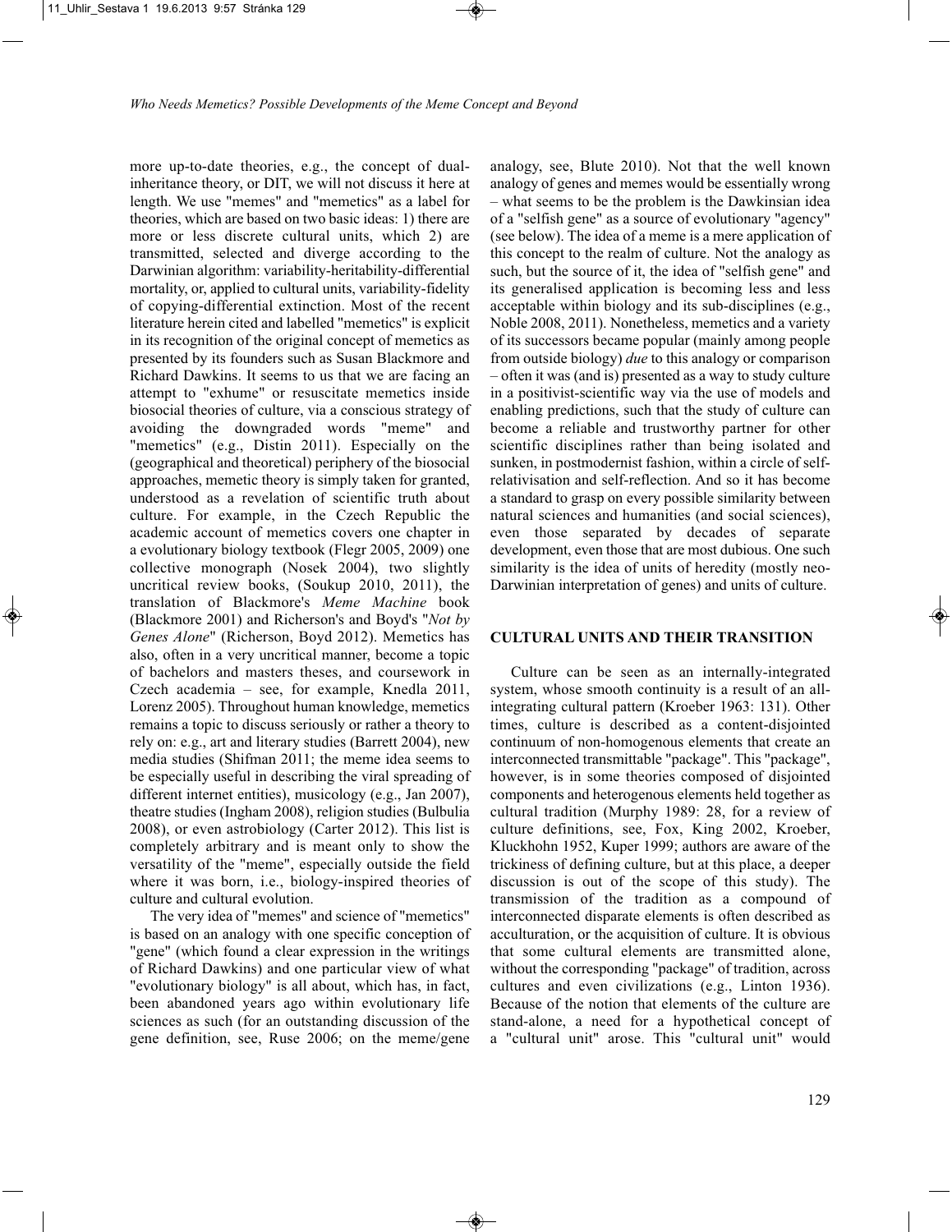more up-to-date theories, e.g., the concept of dual-inheritance theory, or DIT, we will not discuss it here at length. We use "memes" and "memetics" as a label for theories, which are based on two basic ideas: 1) there are more or less discrete cultural units, which 2) are transmitted, selected and diverge according to the Darwinian algorithm: variability-heritability-differential mortality, or, applied to cultural units, variability-fidelity of copying-differential extinction. Most of the recent literature herein cited and labelled "memetics" is explicit in its recognition of the original concept of memetics as presented by its founders such as Susan Blackmore and Richard Dawkins. It seems to us that we are facing an attempt to "exhume" or resuscitate memetics inside biosocial theories of culture, via a conscious strategy of avoiding the downgraded words "meme" and "memetics" (e.g., Distin 2011). Especially on the (geographical and theoretical) periphery of the biosocial approaches, memetic theory is simply taken for granted, understood as a revelation of scientific truth about culture. For example, in the Czech Republic the academic account of memetics covers one chapter in a evolutionary biology textbook (Flegr 2005, 2009) one collective monograph (Nosek 2004), two slightly uncritical review books, (Soukup 2010, 2011), the translation of Blackmore's *Meme Machine* book (Blackmore 2001) and Richerson's and Boyd's "*Not by Genes Alone*" (Richerson, Boyd 2012). Memetics has also, often in a very uncritical manner, become a topic of bachelors and masters theses, and coursework in Czech academia – see, for example, Knedla 2011, Lorenz 2005). Throughout human knowledge, memetics remains a topic to discuss seriously or rather a theory to rely on: e.g., art and literary studies (Barrett 2004), new media studies (Shifman 2011; the meme idea seems to be especially useful in describing the viral spreading of different internet entities), musicology (e.g., Jan 2007), theatre studies (Ingham 2008), religion studies (Bulbulia 2008), or even astrobiology (Carter 2012). This list is completely arbitrary and is meant only to show the versatility of the "meme", especially outside the field where it was born, i.e., biology-inspired theories of culture and cultural evolution.

The very idea of "memes" and science of "memetics" is based on an analogy with one specific conception of "gene" (which found a clear expression in the writings of Richard Dawkins) and one particular view of what "evolutionary biology" is all about, which has, in fact, been abandoned years ago within evolutionary life sciences as such (for an outstanding discussion of the gene definition, see, Ruse 2006; on the meme/gene analogy, see, Blute 2010). Not that the well known analogy of genes and memes would be essentially wrong – what seems to be the problem is the Dawkinsian idea of a "selfish gene" as a source of evolutionary "agency" (see below). The idea of a meme is a mere application of this concept to the realm of culture. Not the analogy as such, but the source of it, the idea of "selfish gene" and its generalised application is becoming less and less acceptable within biology and its sub-disciplines (e.g., Noble 2008, 2011). Nonetheless, memetics and a variety of its successors became popular (mainly among people from outside biology) *due* to this analogy or comparison – often it was (and is) presented as a way to study culture in a positivist-scientific way via the use of models and enabling predictions, such that the study of culture can become a reliable and trustworthy partner for other scientific disciplines rather than being isolated and sunken, in postmodernist fashion, within a circle of self-relativisation and self-reflection. And so it has become a standard to grasp on every possible similarity between natural sciences and humanities (and social sciences), even those separated by decades of separate development, even those that are most dubious. One such similarity is the idea of units of heredity (mostly neo-Darwinian interpretation of genes) and units of culture.

## CULTURAL UNITS AND THEIR TRANSITION

Culture can be seen as an internally-integrated system, whose smooth continuity is a result of an all-integrating cultural pattern (Kroeber 1963: 131). Other times, culture is described as a content-disjointed continuum of non-homogenous elements that create an interconnected transmittable "package". This "package", however, is in some theories composed of disjointed components and heterogenous elements held together as cultural tradition (Murphy 1989: 28, for a review of culture definitions, see, Fox, King 2002, Kroeber, Kluckhohn 1952, Kuper 1999; authors are aware of the trickiness of defining culture, but at this place, a deeper discussion is out of the scope of this study). The transmission of the tradition as a compound of interconnected disparate elements is often described as acculturation, or the acquisition of culture. It is obvious that some cultural elements are transmitted alone, without the corresponding "package" of tradition, across cultures and even civilizations (e.g., Linton 1936). Because of the notion that elements of the culture are stand-alone, a need for a hypothetical concept of a "cultural unit" arose. This "cultural unit" would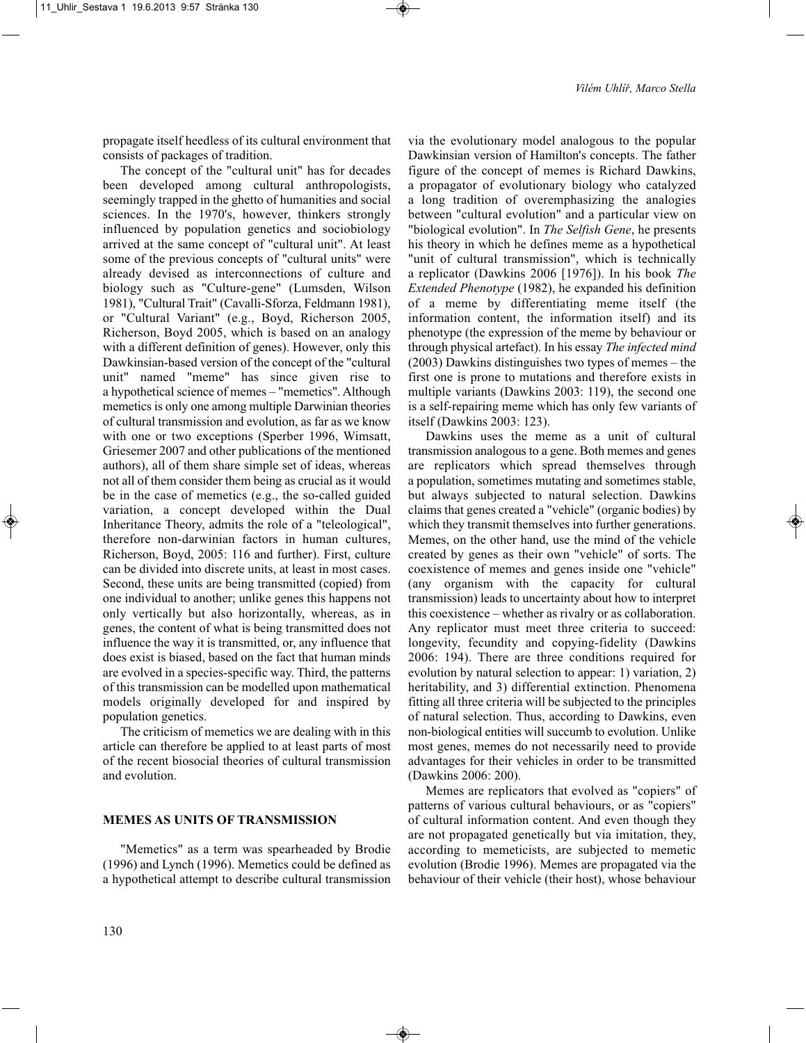propagate itself heedless of its cultural environment that consists of packages of tradition.

The concept of the "cultural unit" has for decades been developed among cultural anthropologists, seemingly trapped in the ghetto of humanities and social sciences. In the 1970's, however, thinkers strongly influenced by population genetics and sociobiology arrived at the same concept of "cultural unit". At least some of the previous concepts of "cultural units" were already devised as interconnections of culture and biology such as "Culture-gene" (Lumsden, Wilson 1981), "Cultural Trait" (Cavalli-Sforza, Feldmann 1981), or "Cultural Variant" (e.g., Boyd, Richerson 2005, Richerson, Boyd 2005, which is based on an analogy with a different definition of genes). However, only this Dawkinsian-based version of the concept of the "cultural unit" named "meme" has since given rise to a hypothetical science of memes – "memetics". Although memetics is only one among multiple Darwinian theories of cultural transmission and evolution, as far as we know with one or two exceptions (Sperber 1996, Wimsatt, Griesemer 2007 and other publications of the mentioned authors), all of them share simple set of ideas, whereas not all of them consider them being as crucial as it would be in the case of memetics (e.g., the so-called guided variation, a concept developed within the Dual Inheritance Theory, admits the role of a "teleological", therefore non-darwinian factors in human cultures, Richerson, Boyd, 2005: 116 and further). First, culture can be divided into discrete units, at least in most cases. Second, these units are being transmitted (copied) from one individual to another; unlike genes this happens not only vertically but also horizontally, whereas, as in genes, the content of what is being transmitted does not influence the way it is transmitted, or, any influence that does exist is biased, based on the fact that human minds are evolved in a species-specific way. Third, the patterns of this transmission can be modelled upon mathematical models originally developed for and inspired by population genetics.

The criticism of memetics we are dealing with in this article can therefore be applied to at least parts of most of the recent biosocial theories of cultural transmission and evolution.

## MEMES AS UNITS OF TRANSMISSION

"Memetics" as a term was spearheaded by Brodie (1996) and Lynch (1996). Memetics could be defined as a hypothetical attempt to describe cultural transmission via the evolutionary model analogous to the popular Dawkinsian version of Hamilton's concepts. The father figure of the concept of memes is Richard Dawkins, a propagator of evolutionary biology who catalyzed a long tradition of overemphasizing the analogies between "cultural evolution" and a particular view on "biological evolution". In *The Selfish Gene*, he presents his theory in which he defines meme as a hypothetical "unit of cultural transmission", which is technically a replicator (Dawkins 2006 [1976]). In his book *The Extended Phenotype* (1982), he expanded his definition of a meme by differentiating meme itself (the information content, the information itself) and its phenotype (the expression of the meme by behaviour or through physical artefact). In his essay *The infected mind* (2003) Dawkins distinguishes two types of memes – the first one is prone to mutations and therefore exists in multiple variants (Dawkins 2003: 119), the second one is a self-repairing meme which has only few variants of itself (Dawkins 2003: 123).

Dawkins uses the meme as a unit of cultural transmission analogous to a gene. Both memes and genes are replicators which spread themselves through a population, sometimes mutating and sometimes stable, but always subjected to natural selection. Dawkins claims that genes created a "vehicle" (organic bodies) by which they transmit themselves into further generations. Memes, on the other hand, use the mind of the vehicle created by genes as their own "vehicle" of sorts. The coexistence of memes and genes inside one "vehicle" (any organism with the capacity for cultural transmission) leads to uncertainty about how to interpret this coexistence – whether as rivalry or as collaboration. Any replicator must meet three criteria to succeed: longevity, fecundity and copying-fidelity (Dawkins 2006: 194). There are three conditions required for evolution by natural selection to appear: 1) variation, 2) heritability, and 3) differential extinction. Phenomena fitting all three criteria will be subjected to the principles of natural selection. Thus, according to Dawkins, even non-biological entities will succumb to evolution. Unlike most genes, memes do not necessarily need to provide advantages for their vehicles in order to be transmitted (Dawkins 2006: 200).

Memes are replicators that evolved as "copiers" of patterns of various cultural behaviours, or as "copiers" of cultural information content. And even though they are not propagated genetically but via imitation, they, according to memeticists, are subjected to memetic evolution (Brodie 1996). Memes are propagated via the behaviour of their vehicle (their host), whose behaviour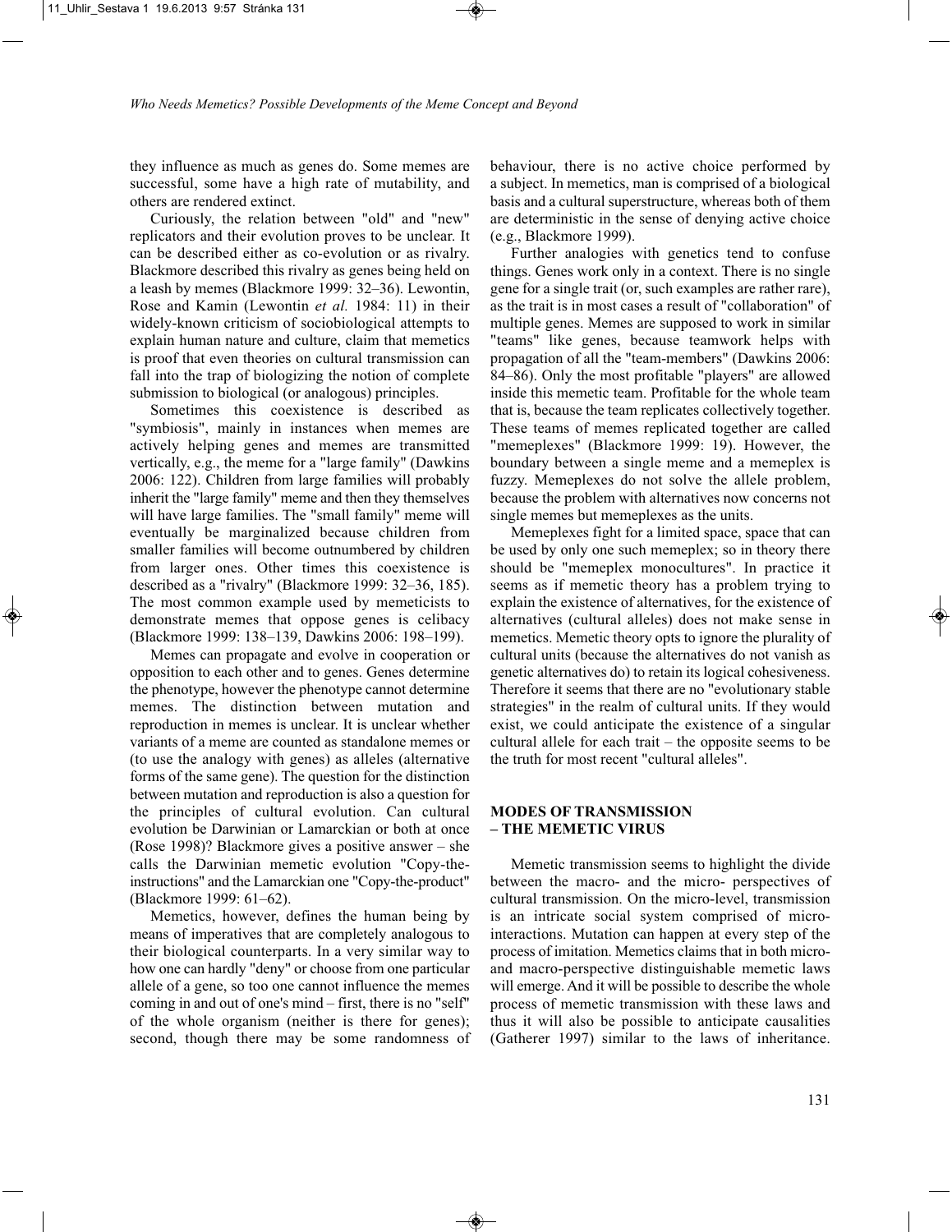they influence as much as genes do. Some memes are successful, some have a high rate of mutability, and others are rendered extinct.

Curiously, the relation between "old" and "new" replicators and their evolution proves to be unclear. It can be described either as co-evolution or as rivalry. Blackmore described this rivalry as genes being held on a leash by memes (Blackmore 1999: 32–36). Lewontin, Rose and Kamin (Lewontin *et al.* 1984: 11) in their widely-known criticism of sociobiological attempts to explain human nature and culture, claim that memetics is proof that even theories on cultural transmission can fall into the trap of biologizing the notion of complete submission to biological (or analogous) principles.

Sometimes this coexistence is described as "symbiosis", mainly in instances when memes are actively helping genes and memes are transmitted vertically, e.g., the meme for a "large family" (Dawkins 2006: 122). Children from large families will probably inherit the "large family" meme and then they themselves will have large families. The "small family" meme will eventually be marginalized because children from smaller families will become outnumbered by children from larger ones. Other times this coexistence is described as a "rivalry" (Blackmore 1999: 32–36, 185). The most common example used by memeticists to demonstrate memes that oppose genes is celibacy (Blackmore 1999: 138–139, Dawkins 2006: 198–199).

Memes can propagate and evolve in cooperation or opposition to each other and to genes. Genes determine the phenotype, however the phenotype cannot determine memes. The distinction between mutation and reproduction in memes is unclear. It is unclear whether variants of a meme are counted as standalone memes or (to use the analogy with genes) as alleles (alternative forms of the same gene). The question for the distinction between mutation and reproduction is also a question for the principles of cultural evolution. Can cultural evolution be Darwinian or Lamarckian or both at once (Rose 1998)? Blackmore gives a positive answer – she calls the Darwinian memetic evolution "Copy-the-instructions" and the Lamarckian one "Copy-the-product" (Blackmore 1999: 61–62).

Memetics, however, defines the human being by means of imperatives that are completely analogous to their biological counterparts. In a very similar way to how one can hardly "deny" or choose from one particular allele of a gene, so too one cannot influence the memes coming in and out of one's mind – first, there is no "self" of the whole organism (neither is there for genes); second, though there may be some randomness of behaviour, there is no active choice performed by a subject. In memetics, man is comprised of a biological basis and a cultural superstructure, whereas both of them are deterministic in the sense of denying active choice (e.g., Blackmore 1999).

Further analogies with genetics tend to confuse things. Genes work only in a context. There is no single gene for a single trait (or, such examples are rather rare), as the trait is in most cases a result of "collaboration" of multiple genes. Memes are supposed to work in similar "teams" like genes, because teamwork helps with propagation of all the "team-members" (Dawkins 2006: 84–86). Only the most profitable "players" are allowed inside this memetic team. Profitable for the whole team that is, because the team replicates collectively together. These teams of memes replicated together are called "memeplexes" (Blackmore 1999: 19). However, the boundary between a single meme and a memeplex is fuzzy. Memeplexes do not solve the allele problem, because the problem with alternatives now concerns not single memes but memeplexes as the units.

Memeplexes fight for a limited space, space that can be used by only one such memeplex; so in theory there should be "memeplex monocultures". In practice it seems as if memetic theory has a problem trying to explain the existence of alternatives, for the existence of alternatives (cultural alleles) does not make sense in memetics. Memetic theory opts to ignore the plurality of cultural units (because the alternatives do not vanish as genetic alternatives do) to retain its logical cohesiveness. Therefore it seems that there are no "evolutionary stable strategies" in the realm of cultural units. If they would exist, we could anticipate the existence of a singular cultural allele for each trait – the opposite seems to be the truth for most recent "cultural alleles".

## MODES OF TRANSMISSION – THE MEMETIC VIRUS

Memetic transmission seems to highlight the divide between the macro- and the micro- perspectives of cultural transmission. On the micro-level, transmission is an intricate social system comprised of micro-interactions. Mutation can happen at every step of the process of imitation. Memetics claims that in both micro- and macro-perspective distinguishable memetic laws will emerge. And it will be possible to describe the whole process of memetic transmission with these laws and thus it will also be possible to anticipate causalities (Gatherer 1997) similar to the laws of inheritance.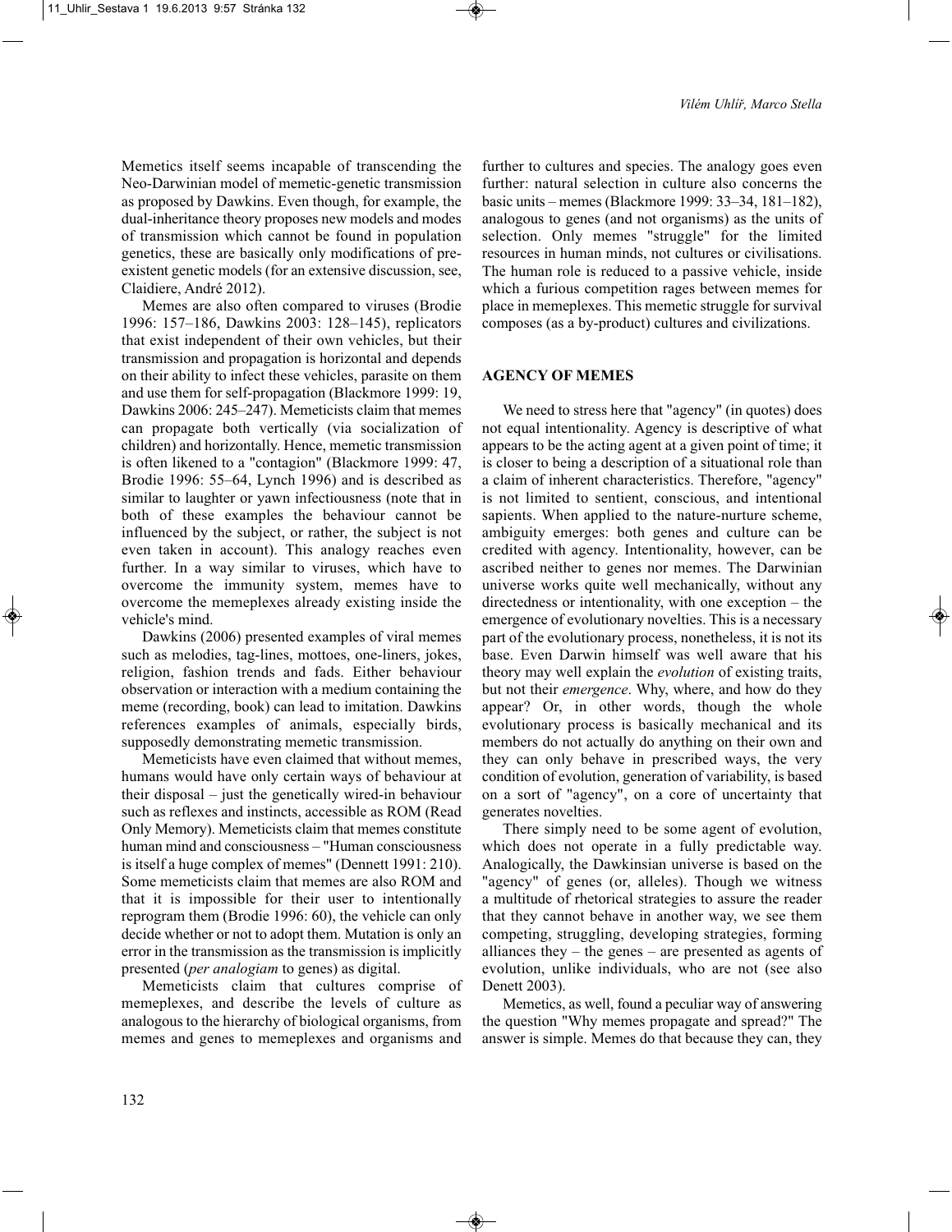Memetics itself seems incapable of transcending the Neo-Darwinian model of memetic-genetic transmission as proposed by Dawkins. Even though, for example, the dual-inheritance theory proposes new models and modes of transmission which cannot be found in population genetics, these are basically only modifications of pre-existent genetic models (for an extensive discussion, see, Claidiere, André 2012).

Memes are also often compared to viruses (Brodie 1996: 157–186, Dawkins 2003: 128–145), replicators that exist independent of their own vehicles, but their transmission and propagation is horizontal and depends on their ability to infect these vehicles, parasite on them and use them for self-propagation (Blackmore 1999: 19, Dawkins 2006: 245–247). Memeticists claim that memes can propagate both vertically (via socialization of children) and horizontally. Hence, memetic transmission is often likened to a "contagion" (Blackmore 1999: 47, Brodie 1996: 55–64, Lynch 1996) and is described as similar to laughter or yawn infectiousness (note that in both of these examples the behaviour cannot be influenced by the subject, or rather, the subject is not even taken in account). This analogy reaches even further. In a way similar to viruses, which have to overcome the immunity system, memes have to overcome the memeplexes already existing inside the vehicle's mind.

Dawkins (2006) presented examples of viral memes such as melodies, tag-lines, mottoes, one-liners, jokes, religion, fashion trends and fads. Either behaviour observation or interaction with a medium containing the meme (recording, book) can lead to imitation. Dawkins references examples of animals, especially birds, supposedly demonstrating memetic transmission.

Memeticists have even claimed that without memes, humans would have only certain ways of behaviour at their disposal – just the genetically wired-in behaviour such as reflexes and instincts, accessible as ROM (Read Only Memory). Memeticists claim that memes constitute human mind and consciousness – "Human consciousness is itself a huge complex of memes" (Dennett 1991: 210). Some memeticists claim that memes are also ROM and that it is impossible for their user to intentionally reprogram them (Brodie 1996: 60), the vehicle can only decide whether or not to adopt them. Mutation is only an error in the transmission as the transmission is implicitly presented (*per analogiam* to genes) as digital.

Memeticists claim that cultures comprise of memeplexes, and describe the levels of culture as analogous to the hierarchy of biological organisms, from memes and genes to memeplexes and organisms and further to cultures and species. The analogy goes even further: natural selection in culture also concerns the basic units – memes (Blackmore 1999: 33–34, 181–182), analogous to genes (and not organisms) as the units of selection. Only memes "struggle" for the limited resources in human minds, not cultures or civilisations. The human role is reduced to a passive vehicle, inside which a furious competition rages between memes for place in memeplexes. This memetic struggle for survival composes (as a by-product) cultures and civilizations.

## AGENCY OF MEMES

We need to stress here that "agency" (in quotes) does not equal intentionality. Agency is descriptive of what appears to be the acting agent at a given point of time; it is closer to being a description of a situational role than a claim of inherent characteristics. Therefore, "agency" is not limited to sentient, conscious, and intentional sapients. When applied to the nature-nurture scheme, ambiguity emerges: both genes and culture can be credited with agency. Intentionality, however, can be ascribed neither to genes nor memes. The Darwinian universe works quite well mechanically, without any directedness or intentionality, with one exception – the emergence of evolutionary novelties. This is a necessary part of the evolutionary process, nonetheless, it is not its base. Even Darwin himself was well aware that his theory may well explain the *evolution* of existing traits, but not their *emergence*. Why, where, and how do they appear? Or, in other words, though the whole evolutionary process is basically mechanical and its members do not actually do anything on their own and they can only behave in prescribed ways, the very condition of evolution, generation of variability, is based on a sort of "agency", on a core of uncertainty that generates novelties.

There simply need to be some agent of evolution, which does not operate in a fully predictable way. Analogically, the Dawkinsian universe is based on the "agency" of genes (or, alleles). Though we witness a multitude of rhetorical strategies to assure the reader that they cannot behave in another way, we see them competing, struggling, developing strategies, forming alliances they – the genes – are presented as agents of evolution, unlike individuals, who are not (see also Denett 2003).

Memetics, as well, found a peculiar way of answering the question "Why memes propagate and spread?" The answer is simple. Memes do that because they can, they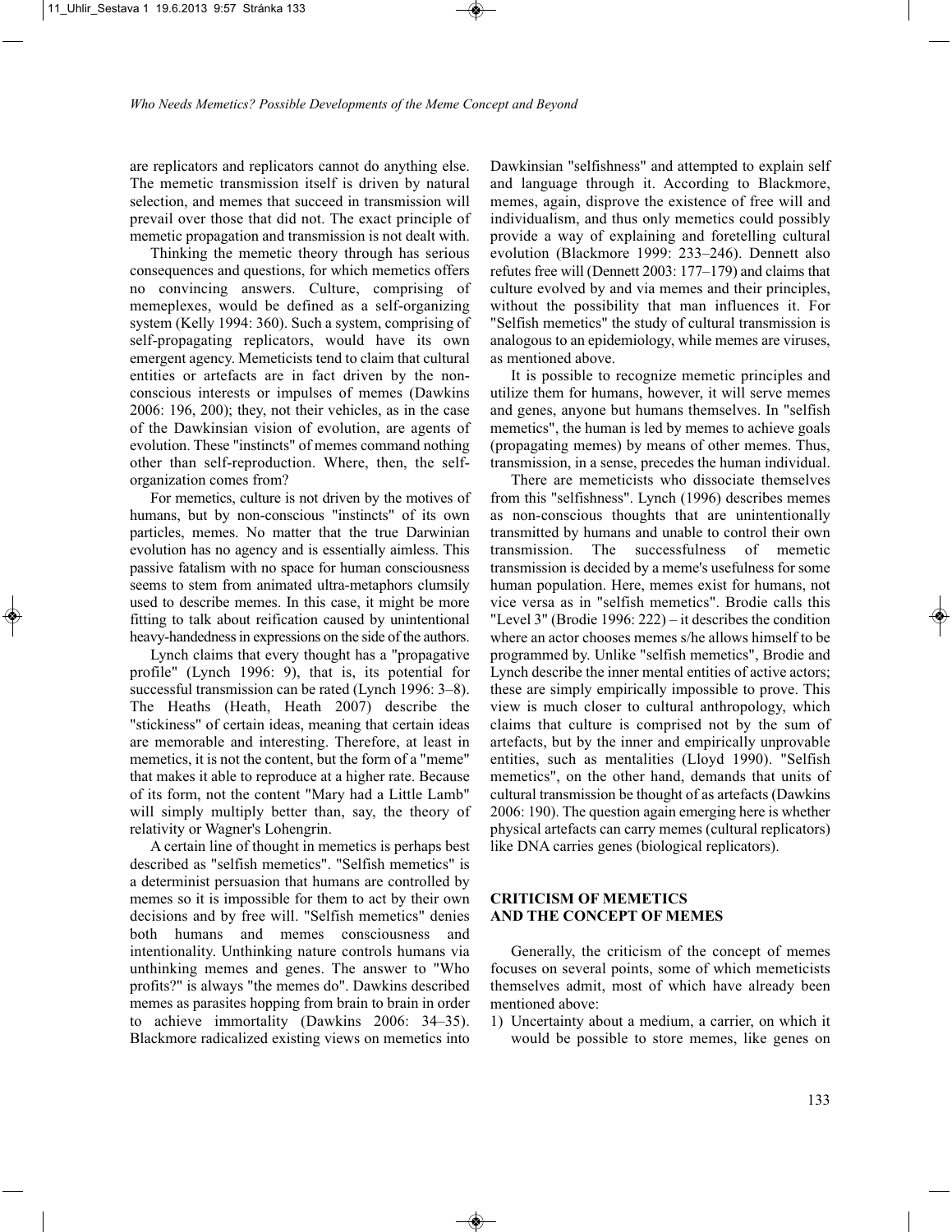are replicators and replicators cannot do anything else. The memetic transmission itself is driven by natural selection, and memes that succeed in transmission will prevail over those that did not. The exact principle of memetic propagation and transmission is not dealt with.

Thinking the memetic theory through has serious consequences and questions, for which memetics offers no convincing answers. Culture, comprising of memeplexes, would be defined as a self-organizing system (Kelly 1994: 360). Such a system, comprising of self-propagating replicators, would have its own emergent agency. Memeticists tend to claim that cultural entities or artefacts are in fact driven by the non-conscious interests or impulses of memes (Dawkins 2006: 196, 200); they, not their vehicles, as in the case of the Dawkinsian vision of evolution, are agents of evolution. These "instincts" of memes command nothing other than self-reproduction. Where, then, the self-organization comes from?

For memetics, culture is not driven by the motives of humans, but by non-conscious "instincts" of its own particles, memes. No matter that the true Darwinian evolution has no agency and is essentially aimless. This passive fatalism with no space for human consciousness seems to stem from animated ultra-metaphors clumsily used to describe memes. In this case, it might be more fitting to talk about reification caused by unintentional heavy-handedness in expressions on the side of the authors.

Lynch claims that every thought has a "propagative profile" (Lynch 1996: 9), that is, its potential for successful transmission can be rated (Lynch 1996: 3–8). The Heaths (Heath, Heath 2007) describe the "stickiness" of certain ideas, meaning that certain ideas are memorable and interesting. Therefore, at least in memetics, it is not the content, but the form of a "meme" that makes it able to reproduce at a higher rate. Because of its form, not the content "Mary had a Little Lamb" will simply multiply better than, say, the theory of relativity or Wagner's Lohengrin.

A certain line of thought in memetics is perhaps best described as "selfish memetics". "Selfish memetics" is a determinist persuasion that humans are controlled by memes so it is impossible for them to act by their own decisions and by free will. "Selfish memetics" denies both humans and memes consciousness and intentionality. Unthinking nature controls humans via unthinking memes and genes. The answer to "Who profits?" is always "the memes do". Dawkins described memes as parasites hopping from brain to brain in order to achieve immortality (Dawkins 2006: 34–35). Blackmore radicalized existing views on memetics into Dawkinsian "selfishness" and attempted to explain self and language through it. According to Blackmore, memes, again, disprove the existence of free will and individualism, and thus only memetics could possibly provide a way of explaining and foretelling cultural evolution (Blackmore 1999: 233–246). Dennett also refutes free will (Dennett 2003: 177–179) and claims that culture evolved by and via memes and their principles, without the possibility that man influences it. For "Selfish memetics" the study of cultural transmission is analogous to an epidemiology, while memes are viruses, as mentioned above.

It is possible to recognize memetic principles and utilize them for humans, however, it will serve memes and genes, anyone but humans themselves. In "selfish memetics", the human is led by memes to achieve goals (propagating memes) by means of other memes. Thus, transmission, in a sense, precedes the human individual.

There are memeticists who dissociate themselves from this "selfishness". Lynch (1996) describes memes as non-conscious thoughts that are unintentionally transmitted by humans and unable to control their own transmission. The successfulness of memetic transmission is decided by a meme's usefulness for some human population. Here, memes exist for humans, not vice versa as in "selfish memetics". Brodie calls this "Level 3" (Brodie 1996: 222) – it describes the condition where an actor chooses memes s/he allows himself to be programmed by. Unlike "selfish memetics", Brodie and Lynch describe the inner mental entities of active actors; these are simply empirically impossible to prove. This view is much closer to cultural anthropology, which claims that culture is comprised not by the sum of artefacts, but by the inner and empirically unprovable entities, such as mentalities (Lloyd 1990). "Selfish memetics", on the other hand, demands that units of cultural transmission be thought of as artefacts (Dawkins 2006: 190). The question again emerging here is whether physical artefacts can carry memes (cultural replicators) like DNA carries genes (biological replicators).

## CRITICISM OF MEMETICS AND THE CONCEPT OF MEMES

Generally, the criticism of the concept of memes focuses on several points, some of which memeticists themselves admit, most of which have already been mentioned above:

1) Uncertainty about a medium, a carrier, on which it would be possible to store memes, like genes on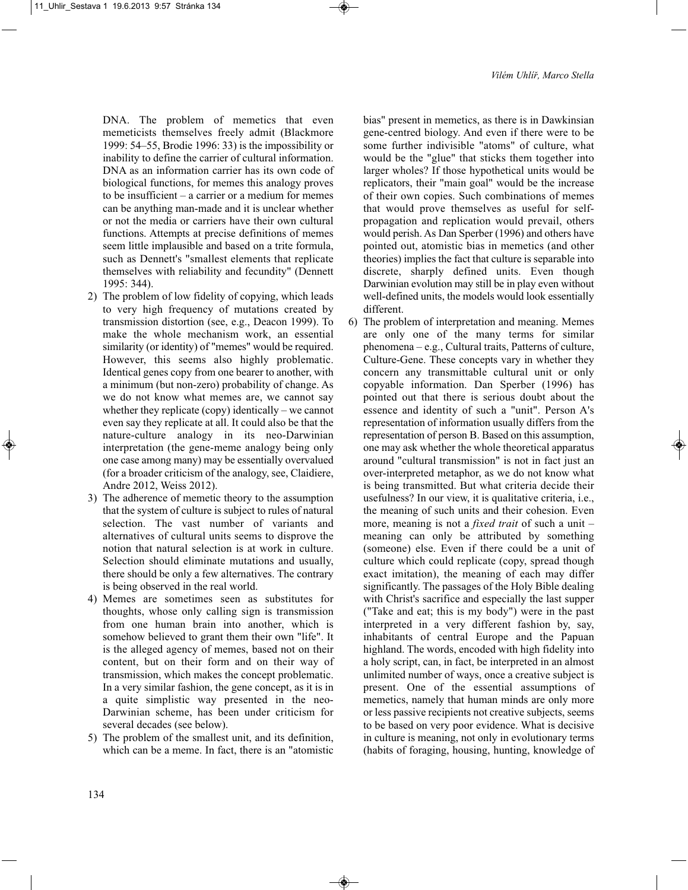DNA. The problem of memetics that even memeticists themselves freely admit (Blackmore 1999: 54–55, Brodie 1996: 33) is the impossibility or inability to define the carrier of cultural information. DNA as an information carrier has its own code of biological functions, for memes this analogy proves to be insufficient – a carrier or a medium for memes can be anything man-made and it is unclear whether or not the media or carriers have their own cultural functions. Attempts at precise definitions of memes seem little implausible and based on a trite formula, such as Dennett's "smallest elements that replicate themselves with reliability and fecundity" (Dennett 1995: 344).

2) The problem of low fidelity of copying, which leads to very high frequency of mutations created by transmission distortion (see, e.g., Deacon 1999). To make the whole mechanism work, an essential similarity (or identity) of "memes" would be required. However, this seems also highly problematic. Identical genes copy from one bearer to another, with a minimum (but non-zero) probability of change. As we do not know what memes are, we cannot say whether they replicate (copy) identically – we cannot even say they replicate at all. It could also be that the nature-culture analogy in its neo-Darwinian interpretation (the gene-meme analogy being only one case among many) may be essentially overvalued (for a broader criticism of the analogy, see, Claidiere, Andre 2012, Weiss 2012).
3) The adherence of memetic theory to the assumption that the system of culture is subject to rules of natural selection. The vast number of variants and alternatives of cultural units seems to disprove the notion that natural selection is at work in culture. Selection should eliminate mutations and usually, there should be only a few alternatives. The contrary is being observed in the real world.
4) Memes are sometimes seen as substitutes for thoughts, whose only calling sign is transmission from one human brain into another, which is somehow believed to grant them their own "life". It is the alleged agency of memes, based not on their content, but on their form and on their way of transmission, which makes the concept problematic. In a very similar fashion, the gene concept, as it is in a quite simplistic way presented in the neo-Darwinian scheme, has been under criticism for several decades (see below).
5) The problem of the smallest unit, and its definition, which can be a meme. In fact, there is an "atomistic bias" present in memetics, as there is in Dawkinsian gene-centred biology. And even if there were to be some further indivisible "atoms" of culture, what would be the "glue" that sticks them together into larger wholes? If those hypothetical units would be replicators, their "main goal" would be the increase of their own copies. Such combinations of memes that would prove themselves as useful for self-propagation and replication would prevail, others would perish. As Dan Sperber (1996) and others have pointed out, atomistic bias in memetics (and other theories) implies the fact that culture is separable into discrete, sharply defined units. Even though Darwinian evolution may still be in play even without well-defined units, the models would look essentially different.
6) The problem of interpretation and meaning. Memes are only one of the many terms for similar phenomena – e.g., Cultural traits, Patterns of culture, Culture-Gene. These concepts vary in whether they concern any transmittable cultural unit or only copyable information. Dan Sperber (1996) has pointed out that there is serious doubt about the essence and identity of such a "unit". Person A's representation of information usually differs from the representation of person B. Based on this assumption, one may ask whether the whole theoretical apparatus around "cultural transmission" is not in fact just an over-interpreted metaphor, as we do not know what is being transmitted. But what criteria decide their usefulness? In our view, it is qualitative criteria, i.e., the meaning of such units and their cohesion. Even more, meaning is not a *fixed trait* of such a unit – meaning can only be attributed by something (someone) else. Even if there could be a unit of culture which could replicate (copy, spread though exact imitation), the meaning of each may differ significantly. The passages of the Holy Bible dealing with Christ's sacrifice and especially the last supper ("Take and eat; this is my body") were in the past interpreted in a very different fashion by, say, inhabitants of central Europe and the Papuan highland. The words, encoded with high fidelity into a holy script, can, in fact, be interpreted in an almost unlimited number of ways, once a creative subject is present. One of the essential assumptions of memetics, namely that human minds are only more or less passive recipients not creative subjects, seems to be based on very poor evidence. What is decisive in culture is meaning, not only in evolutionary terms (habits of foraging, housing, hunting, knowledge of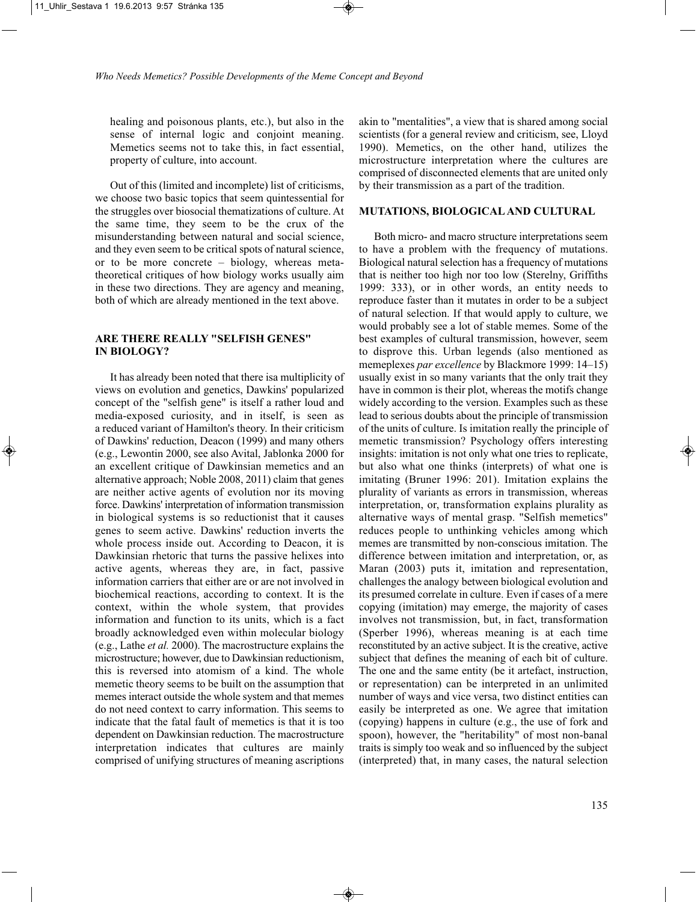healing and poisonous plants, etc.), but also in the sense of internal logic and conjoint meaning. Memetics seems not to take this, in fact essential, property of culture, into account.

Out of this (limited and incomplete) list of criticisms, we choose two basic topics that seem quintessential for the struggles over biosocial thematizations of culture. At the same time, they seem to be the crux of the misunderstanding between natural and social science, and they even seem to be critical spots of natural science, or to be more concrete – biology, whereas metatheoretical critiques of how biology works usually aim in these two directions. They are agency and meaning, both of which are already mentioned in the text above.

## ARE THERE REALLY "SELFISH GENES" IN BIOLOGY?

It has already been noted that there isa multiplicity of views on evolution and genetics, Dawkins' popularized concept of the "selfish gene" is itself a rather loud and media-exposed curiosity, and in itself, is seen as a reduced variant of Hamilton's theory. In their criticism of Dawkins' reduction, Deacon (1999) and many others (e.g., Lewontin 2000, see also Avital, Jablonka 2000 for an excellent critique of Dawkinsian memetics and an alternative approach; Noble 2008, 2011) claim that genes are neither active agents of evolution nor its moving force. Dawkins' interpretation of information transmission in biological systems is so reductionist that it causes genes to seem active. Dawkins' reduction inverts the whole process inside out. According to Deacon, it is Dawkinsian rhetoric that turns the passive helixes into active agents, whereas they are, in fact, passive information carriers that either are or are not involved in biochemical reactions, according to context. It is the context, within the whole system, that provides information and function to its units, which is a fact broadly acknowledged even within molecular biology (e.g., Lathe *et al.* 2000). The macrostructure explains the microstructure; however, due to Dawkinsian reductionism, this is reversed into atomism of a kind. The whole memetic theory seems to be built on the assumption that memes interact outside the whole system and that memes do not need context to carry information. This seems to indicate that the fatal fault of memetics is that it is too dependent on Dawkinsian reduction. The macrostructure interpretation indicates that cultures are mainly comprised of unifying structures of meaning ascriptions akin to "mentalities", a view that is shared among social scientists (for a general review and criticism, see, Lloyd 1990). Memetics, on the other hand, utilizes the microstructure interpretation where the cultures are comprised of disconnected elements that are united only by their transmission as a part of the tradition.

## MUTATIONS, BIOLOGICAL AND CULTURAL

Both micro- and macro structure interpretations seem to have a problem with the frequency of mutations. Biological natural selection has a frequency of mutations that is neither too high nor too low (Sterelny, Griffiths 1999: 333), or in other words, an entity needs to reproduce faster than it mutates in order to be a subject of natural selection. If that would apply to culture, we would probably see a lot of stable memes. Some of the best examples of cultural transmission, however, seem to disprove this. Urban legends (also mentioned as memeplexes *par excellence* by Blackmore 1999: 14–15) usually exist in so many variants that the only trait they have in common is their plot, whereas the motifs change widely according to the version. Examples such as these lead to serious doubts about the principle of transmission of the units of culture. Is imitation really the principle of memetic transmission? Psychology offers interesting insights: imitation is not only what one tries to replicate, but also what one thinks (interprets) of what one is imitating (Bruner 1996: 201). Imitation explains the plurality of variants as errors in transmission, whereas interpretation, or, transformation explains plurality as alternative ways of mental grasp. "Selfish memetics" reduces people to unthinking vehicles among which memes are transmitted by non-conscious imitation. The difference between imitation and interpretation, or, as Maran (2003) puts it, imitation and representation, challenges the analogy between biological evolution and its presumed correlate in culture. Even if cases of a mere copying (imitation) may emerge, the majority of cases involves not transmission, but, in fact, transformation (Sperber 1996), whereas meaning is at each time reconstituted by an active subject. It is the creative, active subject that defines the meaning of each bit of culture. The one and the same entity (be it artefact, instruction, or representation) can be interpreted in an unlimited number of ways and vice versa, two distinct entities can easily be interpreted as one. We agree that imitation (copying) happens in culture (e.g., the use of fork and spoon), however, the "heritability" of most non-banal traits is simply too weak and so influenced by the subject (interpreted) that, in many cases, the natural selection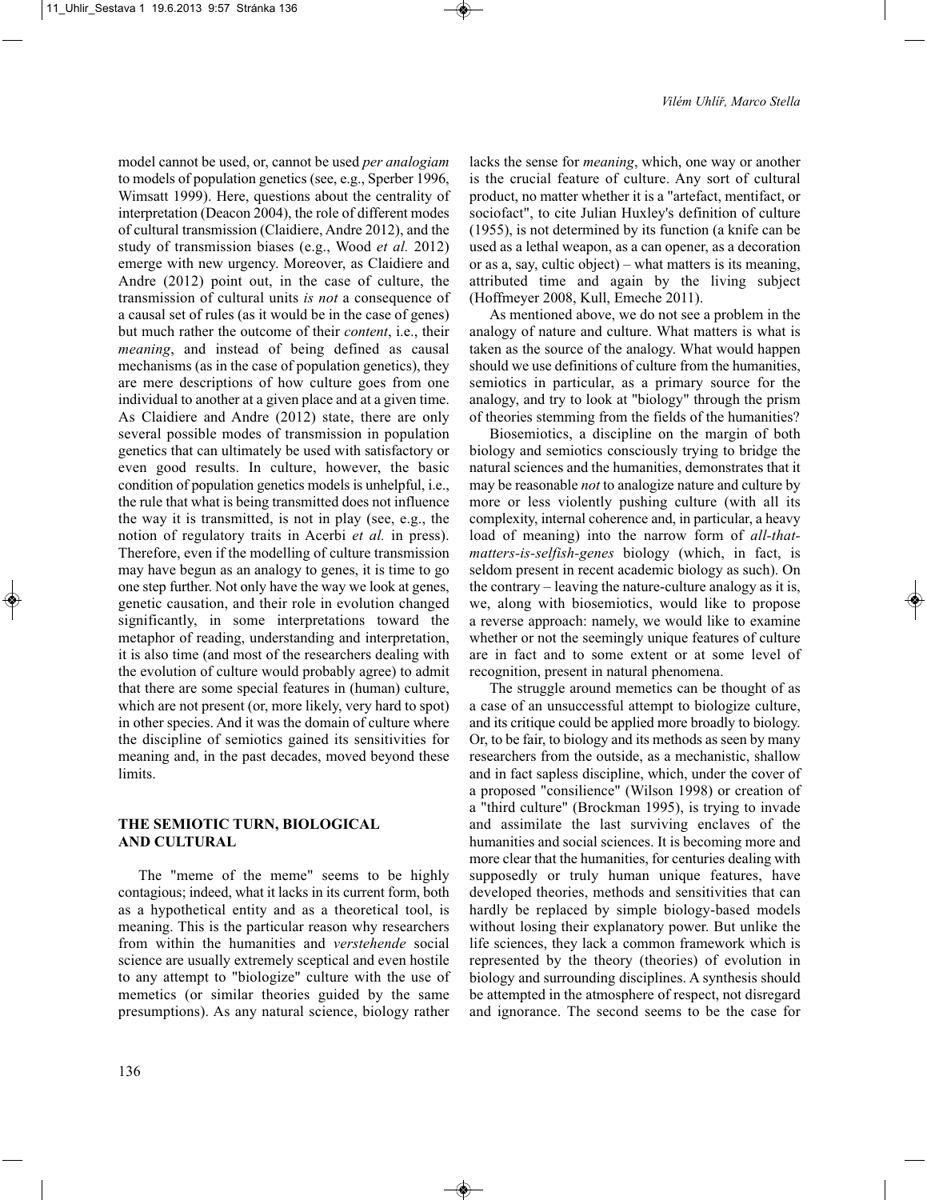model cannot be used, or, cannot be used *per analogiam* to models of population genetics (see, e.g., Sperber 1996, Wimsatt 1999). Here, questions about the centrality of interpretation (Deacon 2004), the role of different modes of cultural transmission (Claidiere, Andre 2012), and the study of transmission biases (e.g., Wood *et al.* 2012) emerge with new urgency. Moreover, as Claidiere and Andre (2012) point out, in the case of culture, the transmission of cultural units *is not* a consequence of a causal set of rules (as it would be in the case of genes) but much rather the outcome of their *content*, i.e., their *meaning*, and instead of being defined as causal mechanisms (as in the case of population genetics), they are mere descriptions of how culture goes from one individual to another at a given place and at a given time. As Claidiere and Andre (2012) state, there are only several possible modes of transmission in population genetics that can ultimately be used with satisfactory or even good results. In culture, however, the basic condition of population genetics models is unhelpful, i.e., the rule that what is being transmitted does not influence the way it is transmitted, is not in play (see, e.g., the notion of regulatory traits in Acerbi *et al.* in press). Therefore, even if the modelling of culture transmission may have begun as an analogy to genes, it is time to go one step further. Not only have the way we look at genes, genetic causation, and their role in evolution changed significantly, in some interpretations toward the metaphor of reading, understanding and interpretation, it is also time (and most of the researchers dealing with the evolution of culture would probably agree) to admit that there are some special features in (human) culture, which are not present (or, more likely, very hard to spot) in other species. And it was the domain of culture where the discipline of semiotics gained its sensitivities for meaning and, in the past decades, moved beyond these limits.

## THE SEMIOTIC TURN, BIOLOGICAL AND CULTURAL

The "meme of the meme" seems to be highly contagious; indeed, what it lacks in its current form, both as a hypothetical entity and as a theoretical tool, is meaning. This is the particular reason why researchers from within the humanities and *verstehende* social science are usually extremely sceptical and even hostile to any attempt to "biologize" culture with the use of memetics (or similar theories guided by the same presumptions). As any natural science, biology rather lacks the sense for *meaning*, which, one way or another is the crucial feature of culture. Any sort of cultural product, no matter whether it is a "artefact, mentifact, or sociofact", to cite Julian Huxley's definition of culture (1955), is not determined by its function (a knife can be used as a lethal weapon, as a can opener, as a decoration or as a, say, cultic object) – what matters is its meaning, attributed time and again by the living subject (Hoffmeyer 2008, Kull, Emeche 2011).

As mentioned above, we do not see a problem in the analogy of nature and culture. What matters is what is taken as the source of the analogy. What would happen should we use definitions of culture from the humanities, semiotics in particular, as a primary source for the analogy, and try to look at "biology" through the prism of theories stemming from the fields of the humanities?

Biosemiotics, a discipline on the margin of both biology and semiotics consciously trying to bridge the natural sciences and the humanities, demonstrates that it may be reasonable *not* to analogize nature and culture by more or less violently pushing culture (with all its complexity, internal coherence and, in particular, a heavy load of meaning) into the narrow form of *all-that-matters-is-selfish-genes* biology (which, in fact, is seldom present in recent academic biology as such). On the contrary – leaving the nature-culture analogy as it is, we, along with biosemiotics, would like to propose a reverse approach: namely, we would like to examine whether or not the seemingly unique features of culture are in fact and to some extent or at some level of recognition, present in natural phenomena.

The struggle around memetics can be thought of as a case of an unsuccessful attempt to biologize culture, and its critique could be applied more broadly to biology. Or, to be fair, to biology and its methods as seen by many researchers from the outside, as a mechanistic, shallow and in fact sapless discipline, which, under the cover of a proposed "consilience" (Wilson 1998) or creation of a "third culture" (Brockman 1995), is trying to invade and assimilate the last surviving enclaves of the humanities and social sciences. It is becoming more and more clear that the humanities, for centuries dealing with supposedly or truly human unique features, have developed theories, methods and sensitivities that can hardly be replaced by simple biology-based models without losing their explanatory power. But unlike the life sciences, they lack a common framework which is represented by the theory (theories) of evolution in biology and surrounding disciplines. A synthesis should be attempted in the atmosphere of respect, not disregard and ignorance. The second seems to be the case for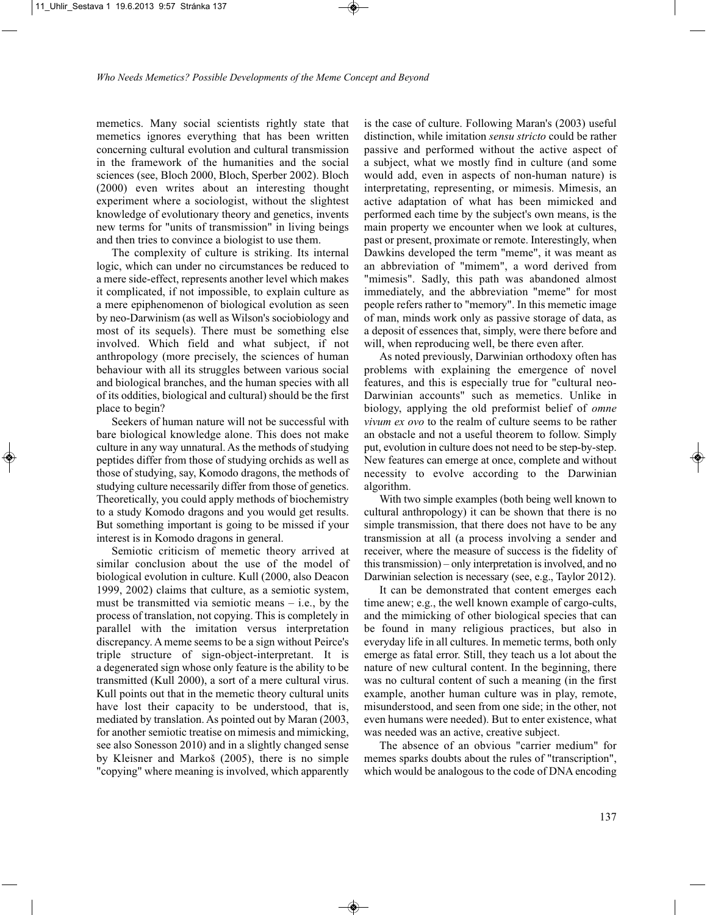memetics. Many social scientists rightly state that memetics ignores everything that has been written concerning cultural evolution and cultural transmission in the framework of the humanities and the social sciences (see, Bloch 2000, Bloch, Sperber 2002). Bloch (2000) even writes about an interesting thought experiment where a sociologist, without the slightest knowledge of evolutionary theory and genetics, invents new terms for "units of transmission" in living beings and then tries to convince a biologist to use them.

The complexity of culture is striking. Its internal logic, which can under no circumstances be reduced to a mere side-effect, represents another level which makes it complicated, if not impossible, to explain culture as a mere epiphenomenon of biological evolution as seen by neo-Darwinism (as well as Wilson's sociobiology and most of its sequels). There must be something else involved. Which field and what subject, if not anthropology (more precisely, the sciences of human behaviour with all its struggles between various social and biological branches, and the human species with all of its oddities, biological and cultural) should be the first place to begin?

Seekers of human nature will not be successful with bare biological knowledge alone. This does not make culture in any way unnatural. As the methods of studying peptides differ from those of studying orchids as well as those of studying, say, Komodo dragons, the methods of studying culture necessarily differ from those of genetics. Theoretically, you could apply methods of biochemistry to a study Komodo dragons and you would get results. But something important is going to be missed if your interest is in Komodo dragons in general.

Semiotic criticism of memetic theory arrived at similar conclusion about the use of the model of biological evolution in culture. Kull (2000, also Deacon 1999, 2002) claims that culture, as a semiotic system, must be transmitted via semiotic means – i.e., by the process of translation, not copying. This is completely in parallel with the imitation versus interpretation discrepancy. A meme seems to be a sign without Peirce's triple structure of sign-object-interpretant. It is a degenerated sign whose only feature is the ability to be transmitted (Kull 2000), a sort of a mere cultural virus. Kull points out that in the memetic theory cultural units have lost their capacity to be understood, that is, mediated by translation. As pointed out by Maran (2003, for another semiotic treatise on mimesis and mimicking, see also Sonesson 2010) and in a slightly changed sense by Kleisner and Markoš (2005), there is no simple "copying" where meaning is involved, which apparently is the case of culture. Following Maran's (2003) useful distinction, while imitation *sensu stricto* could be rather passive and performed without the active aspect of a subject, what we mostly find in culture (and some would add, even in aspects of non-human nature) is interpretating, representing, or mimesis. Mimesis, an active adaptation of what has been mimicked and performed each time by the subject's own means, is the main property we encounter when we look at cultures, past or present, proximate or remote. Interestingly, when Dawkins developed the term "meme", it was meant as an abbreviation of "mimem", a word derived from "mimesis". Sadly, this path was abandoned almost immediately, and the abbreviation "meme" for most people refers rather to "memory". In this memetic image of man, minds work only as passive storage of data, as a deposit of essences that, simply, were there before and will, when reproducing well, be there even after.

As noted previously, Darwinian orthodoxy often has problems with explaining the emergence of novel features, and this is especially true for "cultural neo-Darwinian accounts" such as memetics. Unlike in biology, applying the old preformist belief of *omne vivum ex ovo* to the realm of culture seems to be rather an obstacle and not a useful theorem to follow. Simply put, evolution in culture does not need to be step-by-step. New features can emerge at once, complete and without necessity to evolve according to the Darwinian algorithm.

With two simple examples (both being well known to cultural anthropology) it can be shown that there is no simple transmission, that there does not have to be any transmission at all (a process involving a sender and receiver, where the measure of success is the fidelity of this transmission) – only interpretation is involved, and no Darwinian selection is necessary (see, e.g., Taylor 2012).

It can be demonstrated that content emerges each time anew; e.g., the well known example of cargo-cults, and the mimicking of other biological species that can be found in many religious practices, but also in everyday life in all cultures. In memetic terms, both only emerge as fatal error. Still, they teach us a lot about the nature of new cultural content. In the beginning, there was no cultural content of such a meaning (in the first example, another human culture was in play, remote, misunderstood, and seen from one side; in the other, not even humans were needed). But to enter existence, what was needed was an active, creative subject.

The absence of an obvious "carrier medium" for memes sparks doubts about the rules of "transcription", which would be analogous to the code of DNA encoding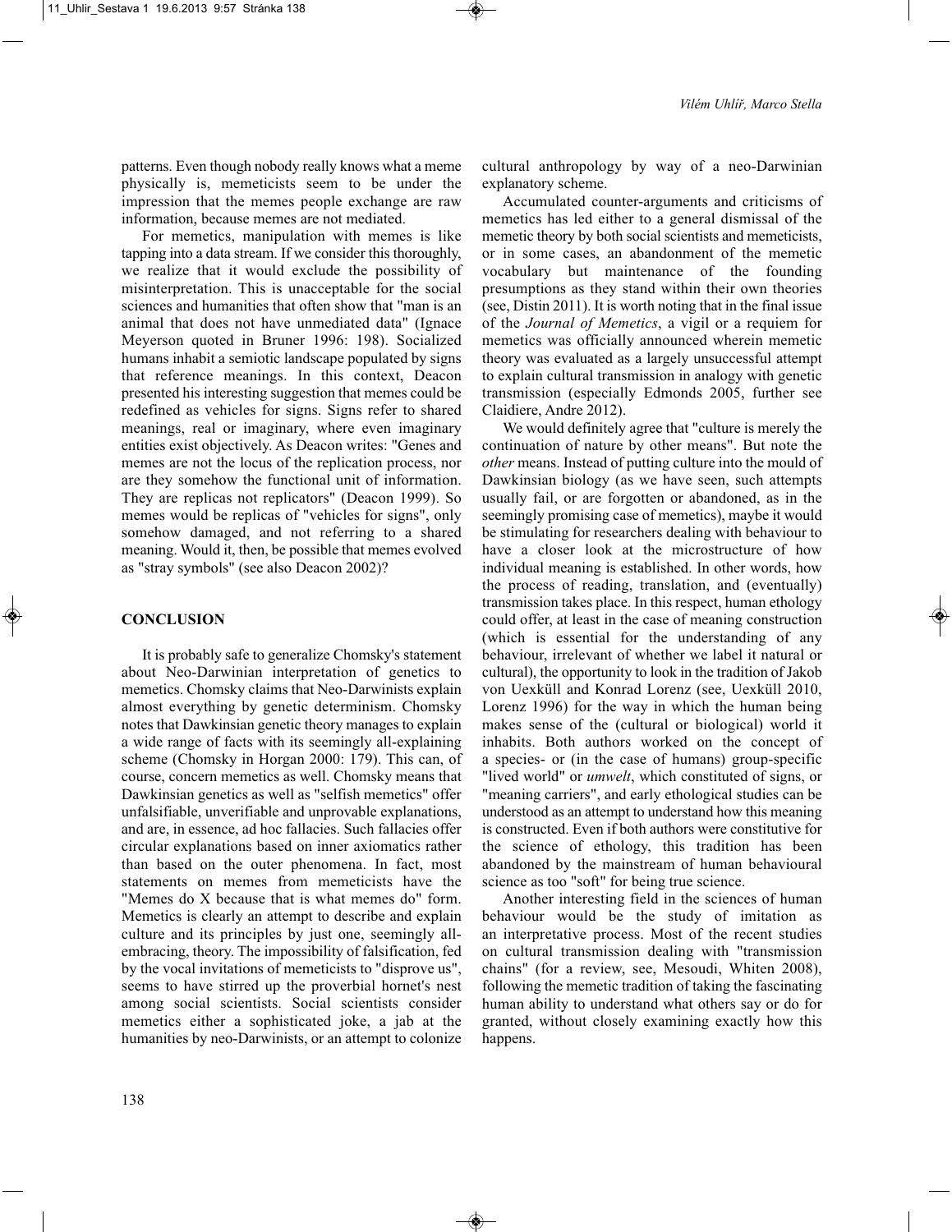patterns. Even though nobody really knows what a meme physically is, memeticists seem to be under the impression that the memes people exchange are raw information, because memes are not mediated.

For memetics, manipulation with memes is like tapping into a data stream. If we consider this thoroughly, we realize that it would exclude the possibility of misinterpretation. This is unacceptable for the social sciences and humanities that often show that "man is an animal that does not have unmediated data" (Ignace Meyerson quoted in Bruner 1996: 198). Socialized humans inhabit a semiotic landscape populated by signs that reference meanings. In this context, Deacon presented his interesting suggestion that memes could be redefined as vehicles for signs. Signs refer to shared meanings, real or imaginary, where even imaginary entities exist objectively. As Deacon writes: "Genes and memes are not the locus of the replication process, nor are they somehow the functional unit of information. They are replicas not replicators" (Deacon 1999). So memes would be replicas of "vehicles for signs", only somehow damaged, and not referring to a shared meaning. Would it, then, be possible that memes evolved as "stray symbols" (see also Deacon 2002)?

## CONCLUSION

It is probably safe to generalize Chomsky's statement about Neo-Darwinian interpretation of genetics to memetics. Chomsky claims that Neo-Darwinists explain almost everything by genetic determinism. Chomsky notes that Dawkinsian genetic theory manages to explain a wide range of facts with its seemingly all-explaining scheme (Chomsky in Horgan 2000: 179). This can, of course, concern memetics as well. Chomsky means that Dawkinsian genetics as well as "selfish memetics" offer unfalsifiable, unverifiable and unprovable explanations, and are, in essence, ad hoc fallacies. Such fallacies offer circular explanations based on inner axiomatics rather than based on the outer phenomena. In fact, most statements on memes from memeticists have the "Memes do X because that is what memes do" form. Memetics is clearly an attempt to describe and explain culture and its principles by just one, seemingly all-embracing, theory. The impossibility of falsification, fed by the vocal invitations of memeticists to "disprove us", seems to have stirred up the proverbial hornet's nest among social scientists. Social scientists consider memetics either a sophisticated joke, a jab at the humanities by neo-Darwinists, or an attempt to colonize cultural anthropology by way of a neo-Darwinian explanatory scheme.

Accumulated counter-arguments and criticisms of memetics has led either to a general dismissal of the memetic theory by both social scientists and memeticists, or in some cases, an abandonment of the memetic vocabulary but maintenance of the founding presumptions as they stand within their own theories (see, Distin 2011). It is worth noting that in the final issue of the *Journal of Memetics*, a vigil or a requiem for memetics was officially announced wherein memetic theory was evaluated as a largely unsuccessful attempt to explain cultural transmission in analogy with genetic transmission (especially Edmonds 2005, further see Claidiere, Andre 2012).

We would definitely agree that "culture is merely the continuation of nature by other means". But note the *other* means. Instead of putting culture into the mould of Dawkinsian biology (as we have seen, such attempts usually fail, or are forgotten or abandoned, as in the seemingly promising case of memetics), maybe it would be stimulating for researchers dealing with behaviour to have a closer look at the microstructure of how individual meaning is established. In other words, how the process of reading, translation, and (eventually) transmission takes place. In this respect, human ethology could offer, at least in the case of meaning construction (which is essential for the understanding of any behaviour, irrelevant of whether we label it natural or cultural), the opportunity to look in the tradition of Jakob von Uexküll and Konrad Lorenz (see, Uexküll 2010, Lorenz 1996) for the way in which the human being makes sense of the (cultural or biological) world it inhabits. Both authors worked on the concept of a species- or (in the case of humans) group-specific "lived world" or *umwelt*, which constituted of signs, or "meaning carriers", and early ethological studies can be understood as an attempt to understand how this meaning is constructed. Even if both authors were constitutive for the science of ethology, this tradition has been abandoned by the mainstream of human behavioural science as too "soft" for being true science.

Another interesting field in the sciences of human behaviour would be the study of imitation as an interpretative process. Most of the recent studies on cultural transmission dealing with "transmission chains" (for a review, see, Mesoudi, Whiten 2008), following the memetic tradition of taking the fascinating human ability to understand what others say or do for granted, without closely examining exactly how this happens.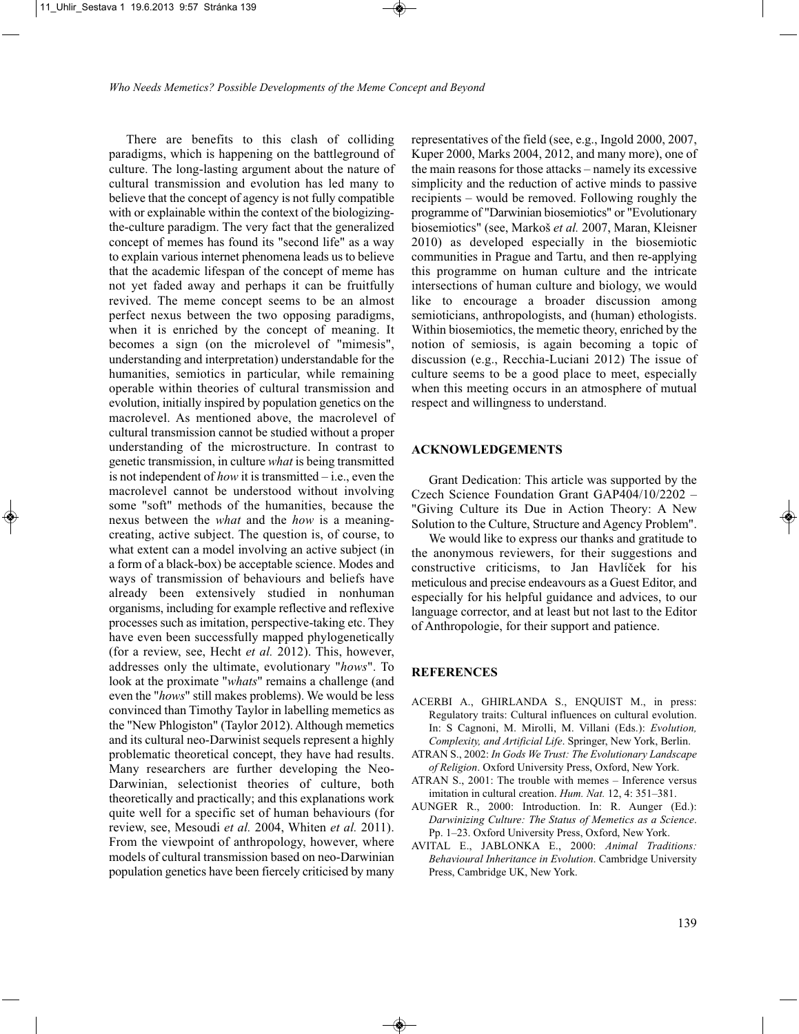There are benefits to this clash of colliding paradigms, which is happening on the battleground of culture. The long-lasting argument about the nature of cultural transmission and evolution has led many to believe that the concept of agency is not fully compatible with or explainable within the context of the biologizing-the-culture paradigm. The very fact that the generalized concept of memes has found its "second life" as a way to explain various internet phenomena leads us to believe that the academic lifespan of the concept of meme has not yet faded away and perhaps it can be fruitfully revived. The meme concept seems to be an almost perfect nexus between the two opposing paradigms, when it is enriched by the concept of meaning. It becomes a sign (on the microlevel of "mimesis", understanding and interpretation) understandable for the humanities, semiotics in particular, while remaining operable within theories of cultural transmission and evolution, initially inspired by population genetics on the macrolevel. As mentioned above, the macrolevel of cultural transmission cannot be studied without a proper understanding of the microstructure. In contrast to genetic transmission, in culture *what* is being transmitted is not independent of *how* it is transmitted – i.e., even the macrolevel cannot be understood without involving some "soft" methods of the humanities, because the nexus between the *what* and the *how* is a meaning-creating, active subject. The question is, of course, to what extent can a model involving an active subject (in a form of a black-box) be acceptable science. Modes and ways of transmission of behaviours and beliefs have already been extensively studied in nonhuman organisms, including for example reflective and reflexive processes such as imitation, perspective-taking etc. They have even been successfully mapped phylogenetically (for a review, see, Hecht *et al.* 2012). This, however, addresses only the ultimate, evolutionary "*hows*". To look at the proximate "*whats*" remains a challenge (and even the "*hows*" still makes problems). We would be less convinced than Timothy Taylor in labelling memetics as the "New Phlogiston" (Taylor 2012). Although memetics and its cultural neo-Darwinist sequels represent a highly problematic theoretical concept, they have had results. Many researchers are further developing the Neo-Darwinian, selectionist theories of culture, both theoretically and practically; and this explanations work quite well for a specific set of human behaviours (for review, see, Mesoudi *et al.* 2004, Whiten *et al.* 2011). From the viewpoint of anthropology, however, where models of cultural transmission based on neo-Darwinian population genetics have been fiercely criticised by many representatives of the field (see, e.g., Ingold 2000, 2007, Kuper 2000, Marks 2004, 2012, and many more), one of the main reasons for those attacks – namely its excessive simplicity and the reduction of active minds to passive recipients – would be removed. Following roughly the programme of "Darwinian biosemiotics" or "Evolutionary biosemiotics" (see, Markoš *et al.* 2007, Maran, Kleisner 2010) as developed especially in the biosemiotic communities in Prague and Tartu, and then re-applying this programme on human culture and the intricate intersections of human culture and biology, we would like to encourage a broader discussion among semioticians, anthropologists, and (human) ethologists. Within biosemiotics, the memetic theory, enriched by the notion of semiosis, is again becoming a topic of discussion (e.g., Recchia-Luciani 2012) The issue of culture seems to be a good place to meet, especially when this meeting occurs in an atmosphere of mutual respect and willingness to understand.

## ACKNOWLEDGEMENTS

Grant Dedication: This article was supported by the Czech Science Foundation Grant GAP404/10/2202 – "Giving Culture its Due in Action Theory: A New Solution to the Culture, Structure and Agency Problem".

We would like to express our thanks and gratitude to the anonymous reviewers, for their suggestions and constructive criticisms, to Jan Havlíček for his meticulous and precise endeavours as a Guest Editor, and especially for his helpful guidance and advices, to our language corrector, and at least but not last to the Editor of Anthropologie, for their support and patience.

## REFERENCES

ACERBI A., GHIRLANDA S., ENQUIST M., in press: Regulatory traits: Cultural influences on cultural evolution. In: S Cagnoni, M. Mirolli, M. Villani (Eds.): *Evolution, Complexity, and Artificial Life*. Springer, New York, Berlin.

ATRAN S., 2002: *In Gods We Trust: The Evolutionary Landscape of Religion*. Oxford University Press, Oxford, New York.

ATRAN S., 2001: The trouble with memes – Inference versus imitation in cultural creation. *Hum. Nat.* 12, 4: 351–381.

AUNGER R., 2000: Introduction. In: R. Aunger (Ed.): *Darwinizing Culture: The Status of Memetics as a Science*. Pp. 1–23. Oxford University Press, Oxford, New York.

AVITAL E., JABLONKA E., 2000: *Animal Traditions: Behavioural Inheritance in Evolution*. Cambridge University Press, Cambridge UK, New York.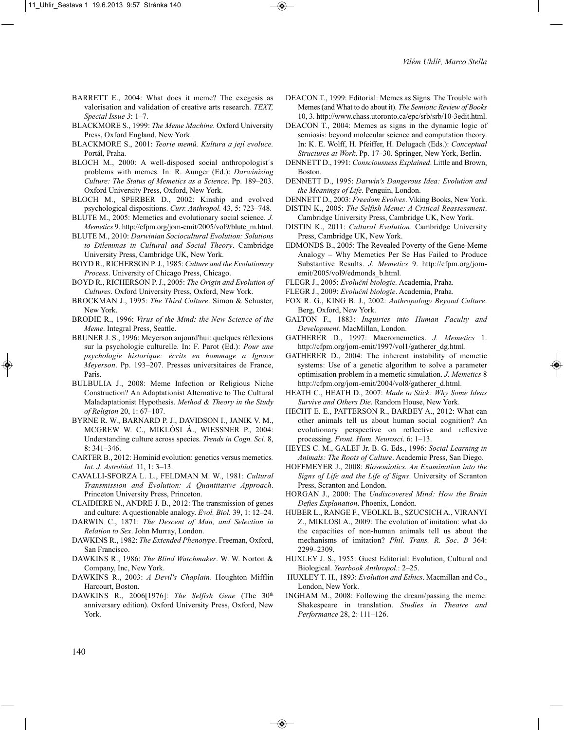BARRETT E., 2004: What does it meme? The exegesis as valorisation and validation of creative arts research. *TEXT, Special Issue 3*: 1–7.

BLACKMORE S., 1999: *The Meme Machine*. Oxford University Press, Oxford England, New York.

BLACKMORE S., 2001: *Teorie memů. Kultura a její evoluce.* Portál, Praha.

BLOCH M., 2000: A well-disposed social anthropologist´s problems with memes. In: R. Aunger (Ed.): *Darwinizing Culture: The Status of Memetics as a Science*. Pp. 189–203. Oxford University Press, Oxford, New York.

BLOCH M., SPERBER D., 2002: Kinship and evolved psychological dispositions. *Curr. Anthropol.* 43, 5: 723–748.

BLUTE M., 2005: Memetics and evolutionary social science. *J. Memetics* 9. http://cfpm.org/jom-emit/2005/vol9/blute_m.html.

BLUTE M., 2010: *Darwinian Sociocultural Evolution: Solutions to Dilemmas in Cultural and Social Theory*. Cambridge University Press, Cambridge UK, New York.

BOYD R., RICHERSON P. J., 1985: *Culture and the Evolutionary Process*. University of Chicago Press, Chicago.

BOYD R., RICHERSON P. J., 2005: *The Origin and Evolution of Cultures*. Oxford University Press, Oxford, New York.

BROCKMAN J., 1995: *The Third Culture*. Simon & Schuster, New York.

BRODIE R., 1996: *Virus of the Mind: the New Science of the Meme*. Integral Press, Seattle.

BRUNER J. S., 1996: Meyerson aujourd'hui: quelques réflexions sur la psychologie culturelle. In: F. Parot (Ed.): *Pour une psychologie historique: écrits en hommage a Ignace Meyerson*. Pp. 193–207. Presses universitaires de France, Paris.

BULBULIA J., 2008: Meme Infection or Religious Niche Construction? An Adaptationist Alternative to The Cultural Maladaptationist Hypothesis. *Method & Theory in the Study of Religion* 20, 1: 67–107.

BYRNE R. W., BARNARD P. J., DAVIDSON I., JANIK V. M., MCGREW W. C., MIKLÓSI Á., WIESSNER P., 2004: Understanding culture across species. *Trends in Cogn. Sci.* 8, 8: 341–346.

CARTER B., 2012: Hominid evolution: genetics versus memetics. *Int. J. Astrobiol.* 11, 1: 3–13.

CAVALLI-SFORZA L. L., FELDMAN M. W., 1981: *Cultural Transmission and Evolution: A Quantitative Approach*. Princeton University Press, Princeton.

CLAIDIERE N., ANDRE J. B., 2012: The transmission of genes and culture: A questionable analogy. *Evol. Biol.* 39, 1: 12–24.

DARWIN C., 1871: *The Descent of Man, and Selection in Relation to Sex*. John Murray, London.

DAWKINS R., 1982: *The Extended Phenotype*. Freeman, Oxford, San Francisco.

DAWKINS R., 1986: *The Blind Watchmaker*. W. W. Norton & Company, Inc, New York.

DAWKINS R., 2003: *A Devil's Chaplain*. Houghton Mifflin Harcourt, Boston.

DAWKINS R., 2006[1976]: *The Selfish Gene* (The 30th anniversary edition). Oxford University Press, Oxford, New York.

DEACON T., 1999: Editorial: Memes as Signs. The Trouble with Memes (and What to do about it). *The Semiotic Review of Books* 10, 3. http://www.chass.utoronto.ca/epc/srb/srb/10-3edit.html.

DEACON T., 2004: Memes as signs in the dynamic logic of semiosis: beyond molecular science and computation theory. In: K. E. Wolff, H. Pfeiffer, H. Delugach (Eds.): *Conceptual Structures at Work*. Pp. 17–30. Springer, New York, Berlin.

DENNETT D., 1991: *Consciousness Explained*. Little and Brown, Boston.

DENNETT D., 1995: *Darwin's Dangerous Idea: Evolution and the Meanings of Life*. Penguin, London.

DENNETT D., 2003: *Freedom Evolves*. Viking Books, New York.

DISTIN K., 2005: *The Selfish Meme: A Critical Reassessment*. Cambridge University Press, Cambridge UK, New York.

DISTIN K., 2011: *Cultural Evolution*. Cambridge University Press, Cambridge UK, New York.

EDMONDS B., 2005: The Revealed Poverty of the Gene-Meme Analogy – Why Memetics Per Se Has Failed to Produce Substantive Results. *J. Memetics* 9. http://cfpm.org/jom-emit/2005/vol9/edmonds_b.html.

FLEGR J., 2005: *Evoluční biologie.* Academia, Praha.

FLEGR J., 2009: *Evoluční biologie*. Academia, Praha.

FOX R. G., KING B. J., 2002: *Anthropology Beyond Culture*. Berg, Oxford, New York.

GALTON F., 1883: *Inquiries into Human Faculty and Development*. MacMillan, London.

GATHERER D., 1997: Macromemetics. *J. Memetics* 1. http://cfpm.org/jom-emit/1997/vol1/gatherer_dg.html.

GATHERER D., 2004: The inherent instability of memetic systems: Use of a genetic algorithm to solve a parameter optimisation problem in a memetic simulation. *J. Memetics* 8 http://cfpm.org/jom-emit/2004/vol8/gatherer_d.html.

HEATH C., HEATH D., 2007: *Made to Stick: Why Some Ideas Survive and Others Die*. Random House, New York.

HECHT E. E., PATTERSON R., BARBEY A., 2012: What can other animals tell us about human social cognition? An evolutionary perspective on reflective and reflexive processing. *Front. Hum. Neurosci*. 6: 1–13.

HEYES C. M., GALEF Jr. B. G. Eds., 1996: *Social Learning in Animals: The Roots of Culture*. Academic Press, San Diego.

HOFFMEYER J., 2008: *Biosemiotics. An Examination into the Signs of Life and the Life of Signs*. University of Scranton Press, Scranton and London.

HORGAN J., 2000: The *Undiscovered Mind: How the Brain Defies Explanation*. Phoenix, London.

HUBER L., RANGE F., VEOLKL B., SZUCSICH A., VIRANYI Z., MIKLOSI A., 2009: The evolution of imitation: what do the capacities of non-human animals tell us about the mechanisms of imitation? *Phil. Trans. R. Soc*. *B* 364: 2299–2309.

HUXLEY J. S., 1955: Guest Editorial: Evolution, Cultural and Biological. *Yearbook Anthropol.*: 2–25.

HUXLEY T. H., 1893: *Evolution and Ethics*. Macmillan and Co., London, New York.

INGHAM M., 2008: Following the dream/passing the meme: Shakespeare in translation. *Studies in Theatre and Performance* 28, 2: 111–126.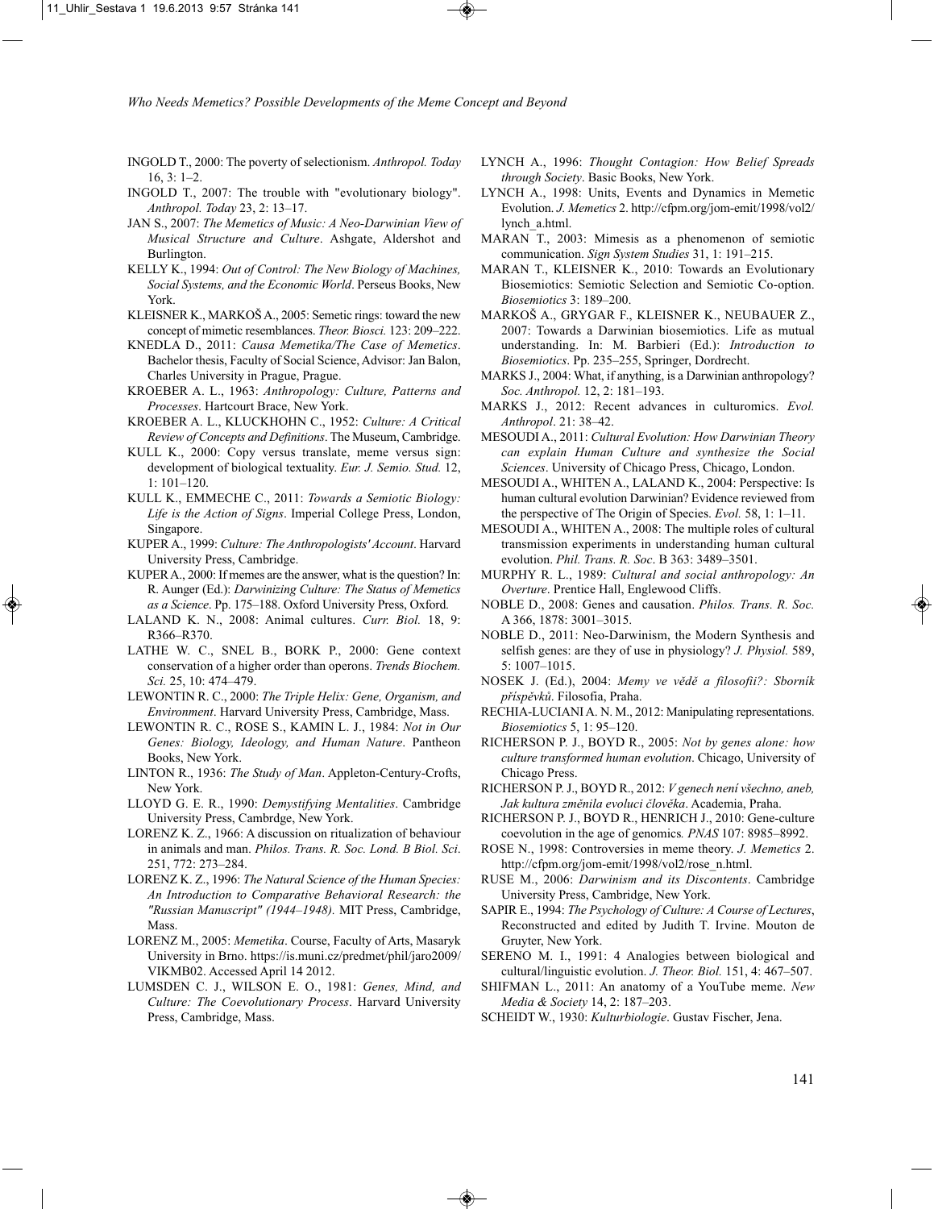INGOLD T., 2000: The poverty of selectionism. *Anthropol. Today* 16, 3: 1–2.

INGOLD T., 2007: The trouble with "evolutionary biology". *Anthropol. Today* 23, 2: 13–17.

JAN S., 2007: *The Memetics of Music: A Neo-Darwinian View of Musical Structure and Culture*. Ashgate, Aldershot and Burlington.

KELLY K., 1994: *Out of Control: The New Biology of Machines, Social Systems, and the Economic World*. Perseus Books, New York.

KLEISNER K., MARKOŠ A., 2005: Semetic rings: toward the new concept of mimetic resemblances. *Theor. Biosci.* 123: 209–222.

KNEDLA D., 2011: *Causa Memetika/The Case of Memetics*. Bachelor thesis, Faculty of Social Science, Advisor: Jan Balon, Charles University in Prague, Prague.

KROEBER A. L., 1963: *Anthropology: Culture, Patterns and Processes*. Hartcourt Brace, New York.

KROEBER A. L., KLUCKHOHN C., 1952: *Culture: A Critical Review of Concepts and Definitions*. The Museum, Cambridge.

KULL K., 2000: Copy versus translate, meme versus sign: development of biological textuality. *Eur. J. Semio. Stud.* 12, 1: 101–120.

KULL K., EMMECHE C., 2011: *Towards a Semiotic Biology: Life is the Action of Signs*. Imperial College Press, London, Singapore.

KUPER A., 1999: *Culture: The Anthropologists' Account*. Harvard University Press, Cambridge.

KUPER A., 2000: If memes are the answer, what is the question? In: R. Aunger (Ed.): *Darwinizing Culture: The Status of Memetics as a Science*. Pp. 175–188. Oxford University Press, Oxford.

LALAND K. N., 2008: Animal cultures. *Curr. Biol.* 18, 9: R366–R370.

LATHE W. C., SNEL B., BORK P., 2000: Gene context conservation of a higher order than operons. *Trends Biochem. Sci.* 25, 10: 474–479.

LEWONTIN R. C., 2000: *The Triple Helix: Gene, Organism, and Environment*. Harvard University Press, Cambridge, Mass.

LEWONTIN R. C., ROSE S., KAMIN L. J., 1984: *Not in Our Genes: Biology, Ideology, and Human Nature*. Pantheon Books, New York.

LINTON R., 1936: *The Study of Man*. Appleton-Century-Crofts, New York.

LLOYD G. E. R., 1990: *Demystifying Mentalities*. Cambridge University Press, Cambrdge, New York.

LORENZ K. Z., 1966: A discussion on ritualization of behaviour in animals and man. *Philos. Trans. R. Soc. Lond. B Biol. Sci*. 251, 772: 273–284.

LORENZ K. Z., 1996: *The Natural Science of the Human Species: An Introduction to Comparative Behavioral Research: the "Russian Manuscript" (1944–1948).* MIT Press, Cambridge, Mass.

LORENZ M., 2005: *Memetika*. Course, Faculty of Arts, Masaryk University in Brno. https://is.muni.cz/predmet/phil/jaro2009/VIKMB02. Accessed April 14 2012.

LUMSDEN C. J., WILSON E. O., 1981: *Genes, Mind, and Culture: The Coevolutionary Process*. Harvard University Press, Cambridge, Mass.

LYNCH A., 1996: *Thought Contagion: How Belief Spreads through Society*. Basic Books, New York.

LYNCH A., 1998: Units, Events and Dynamics in Memetic Evolution. *J. Memetics* 2. http://cfpm.org/jom-emit/1998/vol2/lynch_a.html.

MARAN T., 2003: Mimesis as a phenomenon of semiotic communication. *Sign System Studies* 31, 1: 191–215.

MARAN T., KLEISNER K., 2010: Towards an Evolutionary Biosemiotics: Semiotic Selection and Semiotic Co-option. *Biosemiotics* 3: 189–200.

MARKOŠ A., GRYGAR F., KLEISNER K., NEUBAUER Z., 2007: Towards a Darwinian biosemiotics. Life as mutual understanding. In: M. Barbieri (Ed.): *Introduction to Biosemiotics*. Pp. 235–255, Springer, Dordrecht.

MARKS J., 2004: What, if anything, is a Darwinian anthropology? *Soc. Anthropol.* 12, 2: 181–193.

MARKS J., 2012: Recent advances in culturomics. *Evol. Anthropol*. 21: 38–42.

MESOUDI A., 2011: *Cultural Evolution: How Darwinian Theory can explain Human Culture and synthesize the Social Sciences*. University of Chicago Press, Chicago, London.

MESOUDI A., WHITEN A., LALAND K., 2004: Perspective: Is human cultural evolution Darwinian? Evidence reviewed from the perspective of The Origin of Species. *Evol.* 58, 1: 1–11.

MESOUDI A., WHITEN A., 2008: The multiple roles of cultural transmission experiments in understanding human cultural evolution. *Phil. Trans. R. Soc*. B 363: 3489–3501.

MURPHY R. L., 1989: *Cultural and social anthropology: An Overture*. Prentice Hall, Englewood Cliffs.

NOBLE D., 2008: Genes and causation. *Philos. Trans. R. Soc.* A 366, 1878: 3001–3015.

NOBLE D., 2011: Neo-Darwinism, the Modern Synthesis and selfish genes: are they of use in physiology? *J. Physiol.* 589, 5: 1007–1015.

NOSEK J. (Ed.), 2004: *Memy ve vědě a filosofii?: Sborník příspěvků*. Filosofia, Praha.

RECHIA-LUCIANI A. N. M., 2012: Manipulating representations. *Biosemiotics* 5, 1: 95–120.

RICHERSON P. J., BOYD R., 2005: *Not by genes alone: how culture transformed human evolution*. Chicago, University of Chicago Press.

RICHERSON P. J., BOYD R., 2012: *V genech není všechno, aneb, Jak kultura změnila evoluci člověka*. Academia, Praha.

RICHERSON P. J., BOYD R., HENRICH J., 2010: Gene-culture coevolution in the age of genomics*. PNAS* 107: 8985–8992.

ROSE N., 1998: Controversies in meme theory. *J. Memetics* 2. http://cfpm.org/jom-emit/1998/vol2/rose_n.html.

RUSE M., 2006: *Darwinism and its Discontents*. Cambridge University Press, Cambridge, New York.

SAPIR E., 1994: *The Psychology of Culture: A Course of Lectures*, Reconstructed and edited by Judith T. Irvine. Mouton de Gruyter, New York.

SERENO M. I., 1991: 4 Analogies between biological and cultural/linguistic evolution. *J. Theor. Biol.* 151, 4: 467–507.

SHIFMAN L., 2011: An anatomy of a YouTube meme. *New Media & Society* 14, 2: 187–203.

SCHEIDT W., 1930: *Kulturbiologie*. Gustav Fischer, Jena.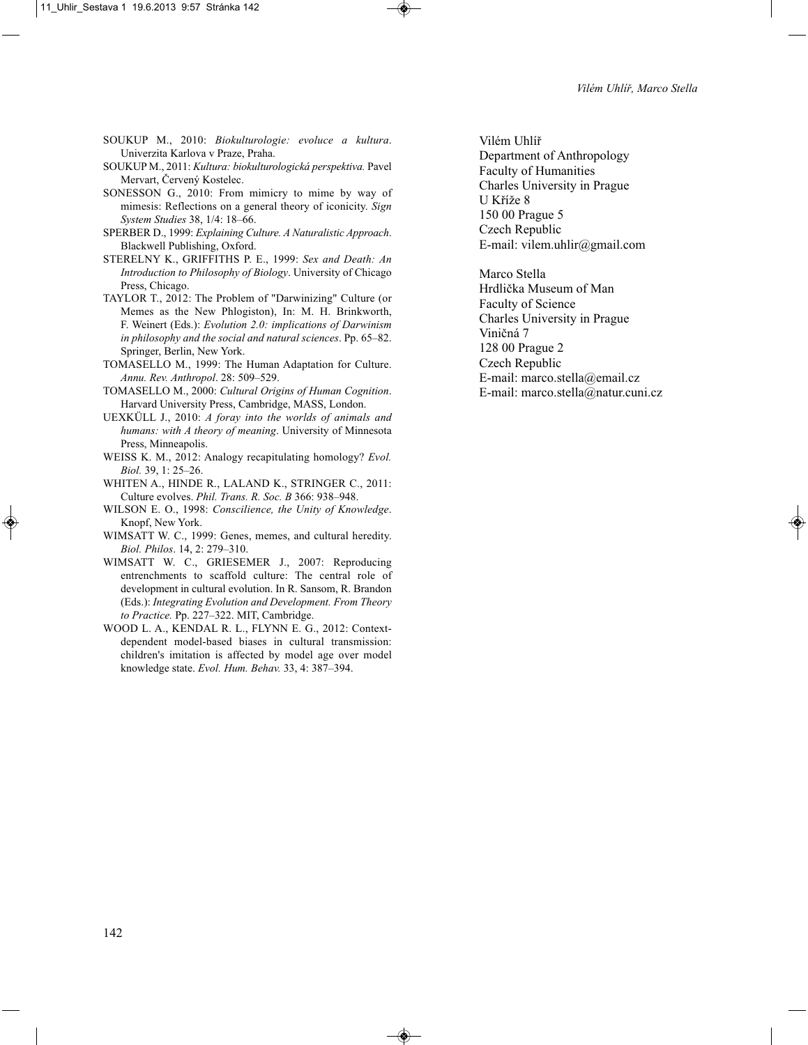SOUKUP M., 2010: *Biokulturologie: evoluce a kultura*. Univerzita Karlova v Praze, Praha.

SOUKUP M., 2011: *Kultura: biokulturologická perspektiva.* Pavel Mervart, Červený Kostelec.

SONESSON G., 2010: From mimicry to mime by way of mimesis: Reflections on a general theory of iconicity. *Sign System Studies* 38, 1/4: 18–66.

SPERBER D., 1999: *Explaining Culture. A Naturalistic Approach*. Blackwell Publishing, Oxford.

STERELNY K., GRIFFITHS P. E., 1999: *Sex and Death: An Introduction to Philosophy of Biology*. University of Chicago Press, Chicago.

TAYLOR T., 2012: The Problem of "Darwinizing" Culture (or Memes as the New Phlogiston), In: M. H. Brinkworth, F. Weinert (Eds.): *Evolution 2.0: implications of Darwinism in philosophy and the social and natural sciences*. Pp. 65–82. Springer, Berlin, New York.

TOMASELLO M., 1999: The Human Adaptation for Culture. *Annu. Rev. Anthropol*. 28: 509–529.

TOMASELLO M., 2000: *Cultural Origins of Human Cognition*. Harvard University Press, Cambridge, MASS, London.

UEXKÜLL J., 2010: *A foray into the worlds of animals and humans: with A theory of meaning*. University of Minnesota Press, Minneapolis.

WEISS K. M., 2012: Analogy recapitulating homology? *Evol. Biol.* 39, 1: 25–26.

WHITEN A., HINDE R., LALAND K., STRINGER C., 2011: Culture evolves. *Phil. Trans. R. Soc. B* 366: 938–948.

WILSON E. O., 1998: *Conscilience, the Unity of Knowledge*. Knopf, New York.

WIMSATT W. C., 1999: Genes, memes, and cultural heredity. *Biol. Philos*. 14, 2: 279–310.

WIMSATT W. C., GRIESEMER J., 2007: Reproducing entrenchments to scaffold culture: The central role of development in cultural evolution. In R. Sansom, R. Brandon (Eds.): *Integrating Evolution and Development. From Theory to Practice.* Pp. 227–322. MIT, Cambridge.

WOOD L. A., KENDAL R. L., FLYNN E. G., 2012: Context-dependent model-based biases in cultural transmission: children's imitation is affected by model age over model knowledge state. *Evol. Hum. Behav.* 33, 4: 387–394.

Vilém Uhlíř
Department of Anthropology
Faculty of Humanities
Charles University in Prague
U Kříže 8
150 00 Prague 5
Czech Republic
E-mail: vilem.uhlir@gmail.com

Marco Stella
Hrdlička Museum of Man
Faculty of Science
Charles University in Prague
Viničná 7
128 00 Prague 2
Czech Republic
E-mail: marco.stella@email.cz
E-mail: marco.stella@natur.cuni.cz